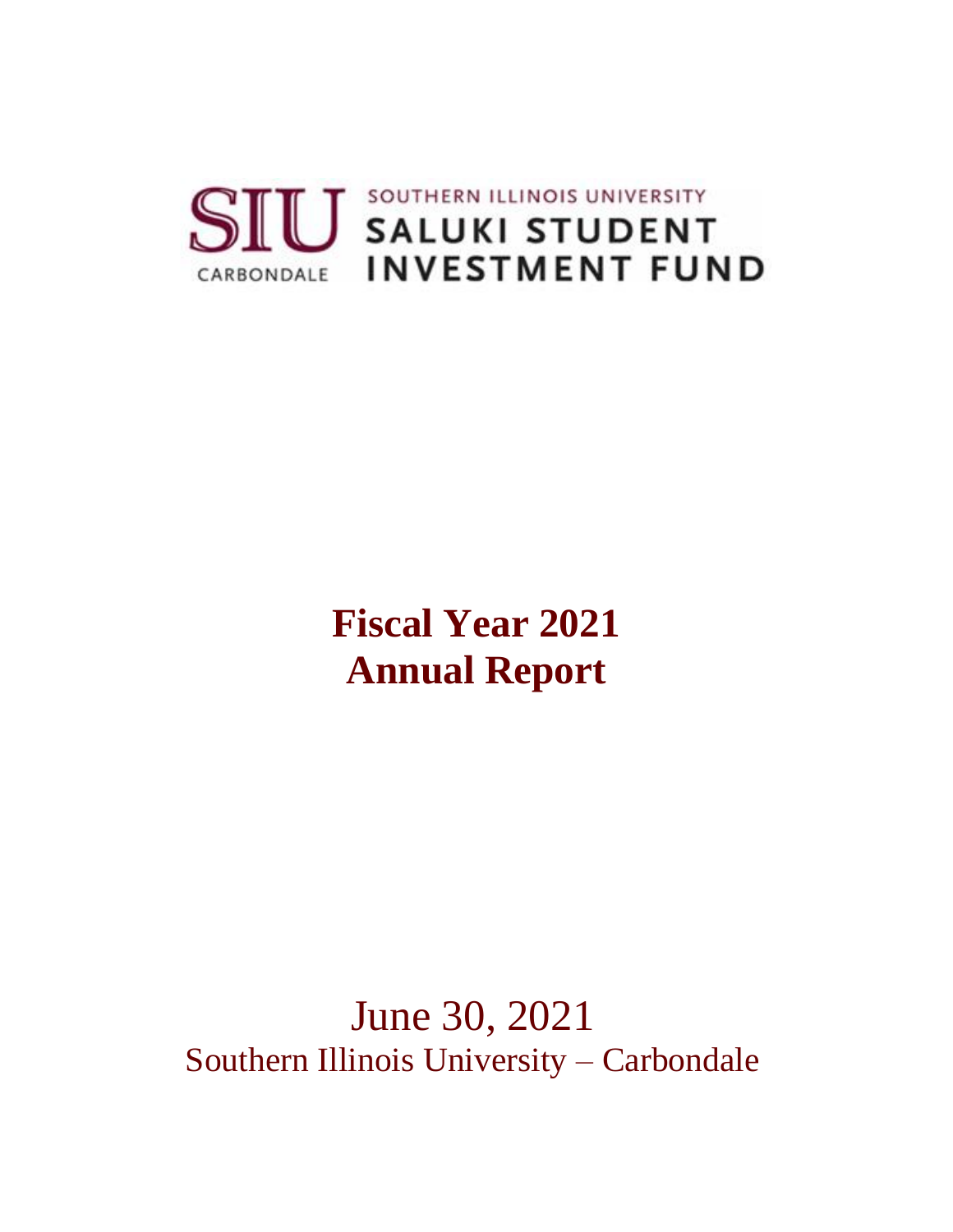SIU CARBONDALE

SOUTHERN ILLINOIS UNIVERSITY

SALUKI STUDENT INVESTMENT FUND

# Fiscal Year 2021 Annual Report

June 30, 2021

Southern Illinois University – Carbondale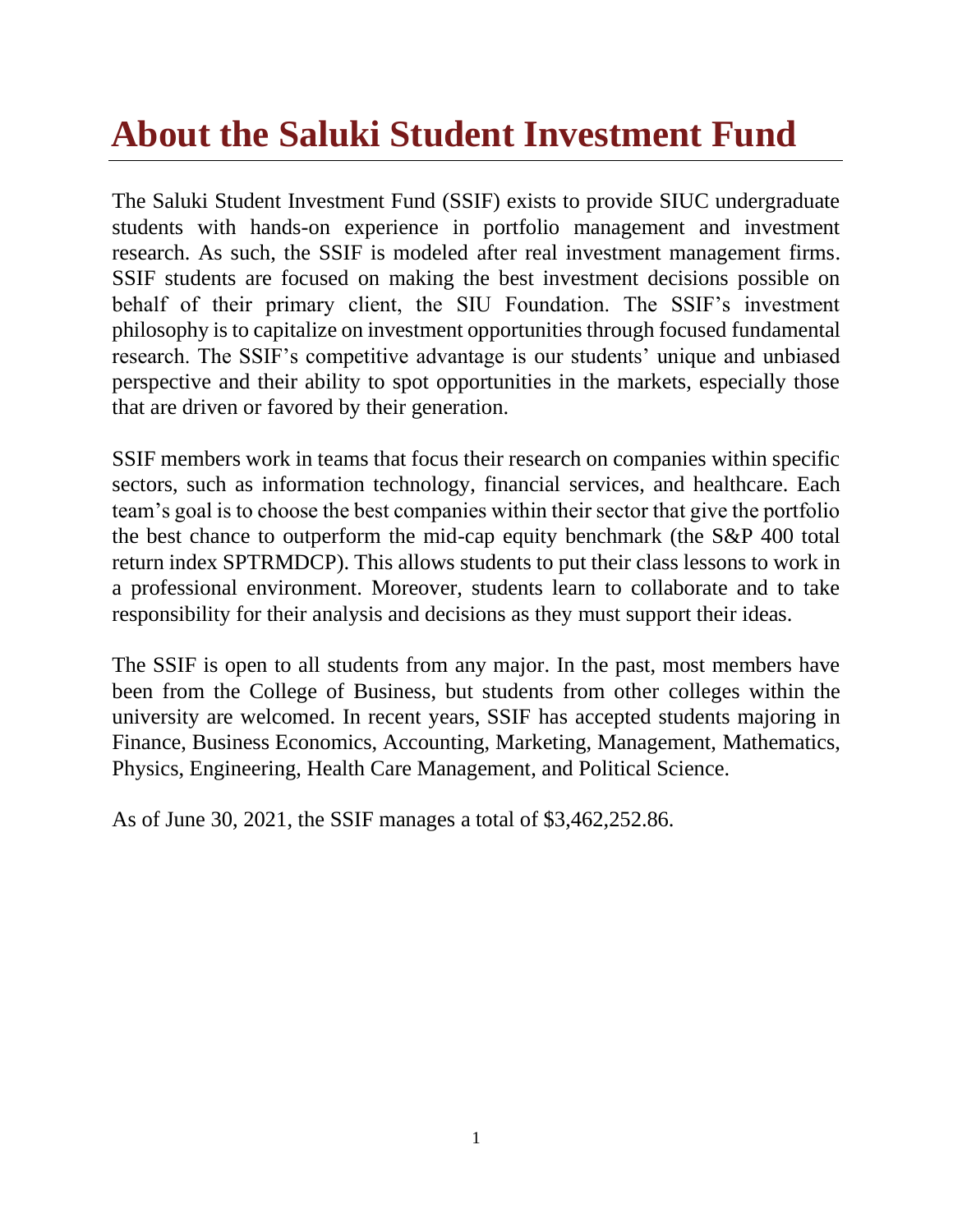# About the Saluki Student Investment Fund

The Saluki Student Investment Fund (SSIF) exists to provide SIUC undergraduate students with hands-on experience in portfolio management and investment research. As such, the SSIF is modeled after real investment management firms. SSIF students are focused on making the best investment decisions possible on behalf of their primary client, the SIU Foundation. The SSIF's investment philosophy is to capitalize on investment opportunities through focused fundamental research. The SSIF's competitive advantage is our students' unique and unbiased perspective and their ability to spot opportunities in the markets, especially those that are driven or favored by their generation.

SSIF members work in teams that focus their research on companies within specific sectors, such as information technology, financial services, and healthcare. Each team's goal is to choose the best companies within their sector that give the portfolio the best chance to outperform the mid-cap equity benchmark (the S&P 400 total return index SPTRMDCP). This allows students to put their class lessons to work in a professional environment. Moreover, students learn to collaborate and to take responsibility for their analysis and decisions as they must support their ideas.

The SSIF is open to all students from any major. In the past, most members have been from the College of Business, but students from other colleges within the university are welcomed. In recent years, SSIF has accepted students majoring in Finance, Business Economics, Accounting, Marketing, Management, Mathematics, Physics, Engineering, Health Care Management, and Political Science.

As of June 30, 2021, the SSIF manages a total of $3,462,252.86.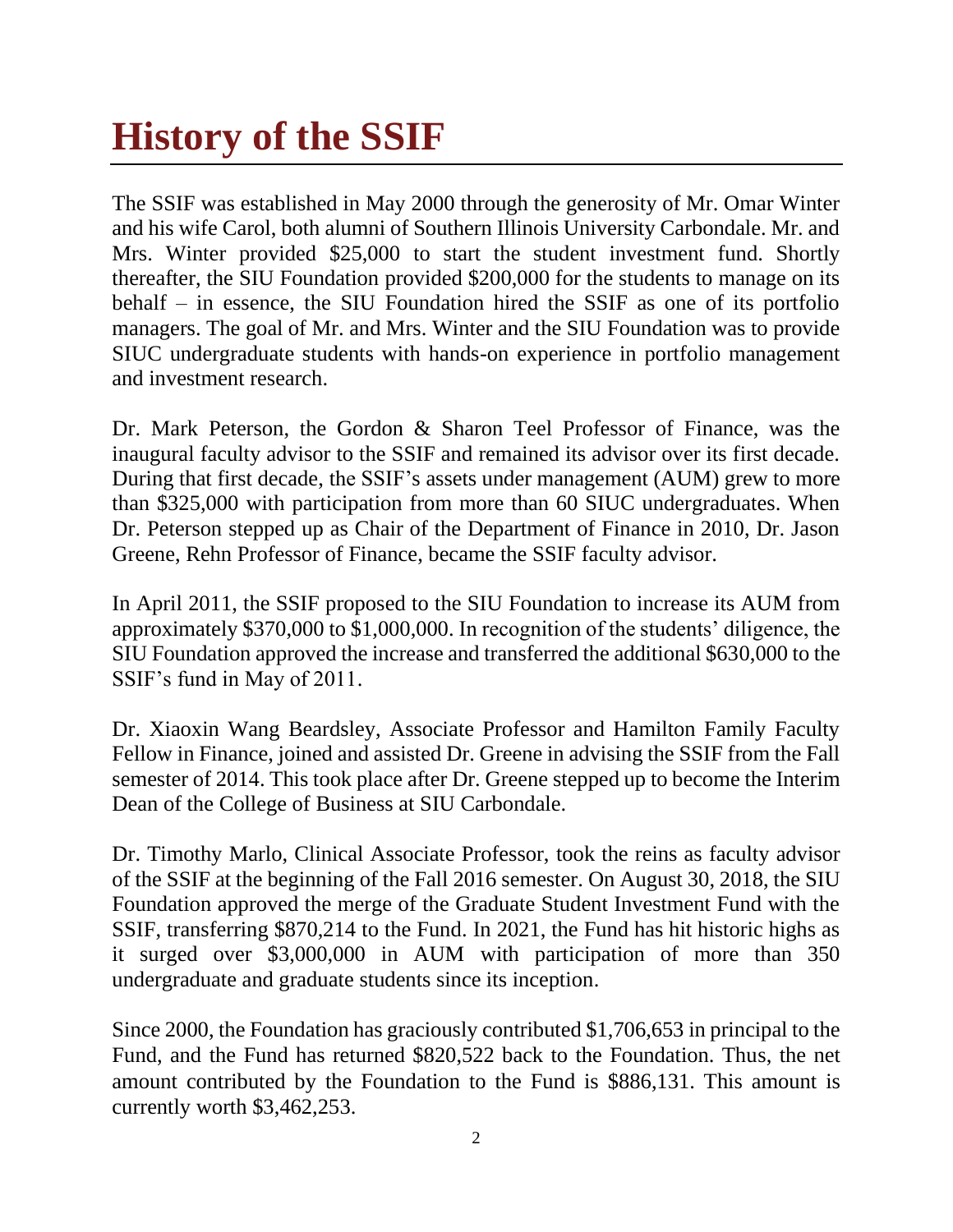# History of the SSIF

The SSIF was established in May 2000 through the generosity of Mr. Omar Winter and his wife Carol, both alumni of Southern Illinois University Carbondale. Mr. and Mrs. Winter provided $25,000 to start the student investment fund. Shortly thereafter, the SIU Foundation provided $200,000 for the students to manage on its behalf – in essence, the SIU Foundation hired the SSIF as one of its portfolio managers. The goal of Mr. and Mrs. Winter and the SIU Foundation was to provide SIUC undergraduate students with hands-on experience in portfolio management and investment research.

Dr. Mark Peterson, the Gordon & Sharon Teel Professor of Finance, was the inaugural faculty advisor to the SSIF and remained its advisor over its first decade. During that first decade, the SSIF's assets under management (AUM) grew to more than $325,000 with participation from more than 60 SIUC undergraduates. When Dr. Peterson stepped up as Chair of the Department of Finance in 2010, Dr. Jason Greene, Rehn Professor of Finance, became the SSIF faculty advisor.

In April 2011, the SSIF proposed to the SIU Foundation to increase its AUM from approximately $370,000 to $1,000,000. In recognition of the students' diligence, the SIU Foundation approved the increase and transferred the additional $630,000 to the SSIF's fund in May of 2011.

Dr. Xiaoxin Wang Beardsley, Associate Professor and Hamilton Family Faculty Fellow in Finance, joined and assisted Dr. Greene in advising the SSIF from the Fall semester of 2014. This took place after Dr. Greene stepped up to become the Interim Dean of the College of Business at SIU Carbondale.

Dr. Timothy Marlo, Clinical Associate Professor, took the reins as faculty advisor of the SSIF at the beginning of the Fall 2016 semester. On August 30, 2018, the SIU Foundation approved the merge of the Graduate Student Investment Fund with the SSIF, transferring $870,214 to the Fund. In 2021, the Fund has hit historic highs as it surged over $3,000,000 in AUM with participation of more than 350 undergraduate and graduate students since its inception.

Since 2000, the Foundation has graciously contributed $1,706,653 in principal to the Fund, and the Fund has returned $820,522 back to the Foundation. Thus, the net amount contributed by the Foundation to the Fund is $886,131. This amount is currently worth $3,462,253.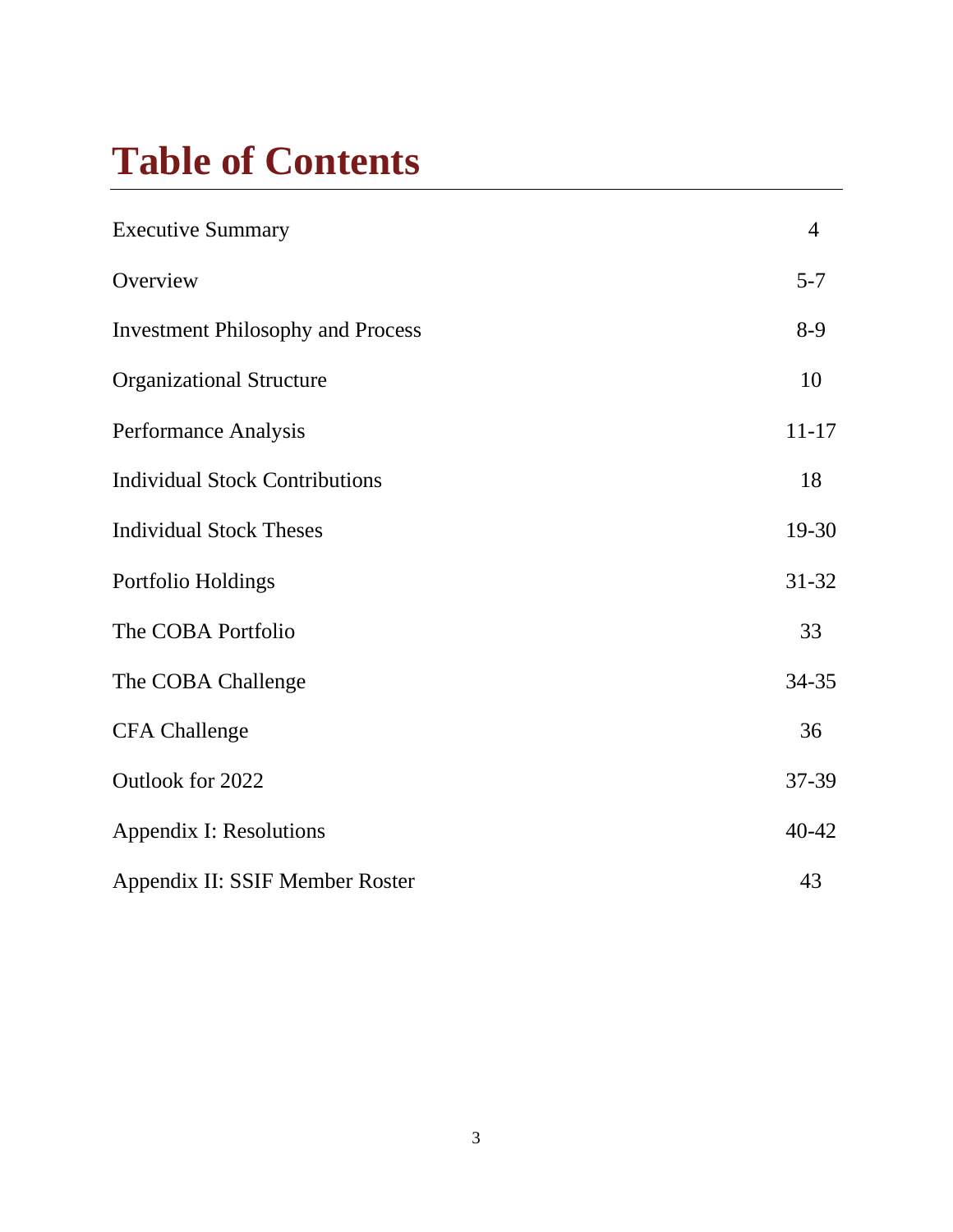# Table of Contents

| | |
|---|---|
| Executive Summary | 4 |
| Overview | 5-7 |
| Investment Philosophy and Process | 8-9 |
| Organizational Structure | 10 |
| Performance Analysis | 11-17 |
| Individual Stock Contributions | 18 |
| Individual Stock Theses | 19-30 |
| Portfolio Holdings | 31-32 |
| The COBA Portfolio | 33 |
| The COBA Challenge | 34-35 |
| CFA Challenge | 36 |
| Outlook for 2022 | 37-39 |
| Appendix I: Resolutions | 40-42 |
| Appendix II: SSIF Member Roster | 43 |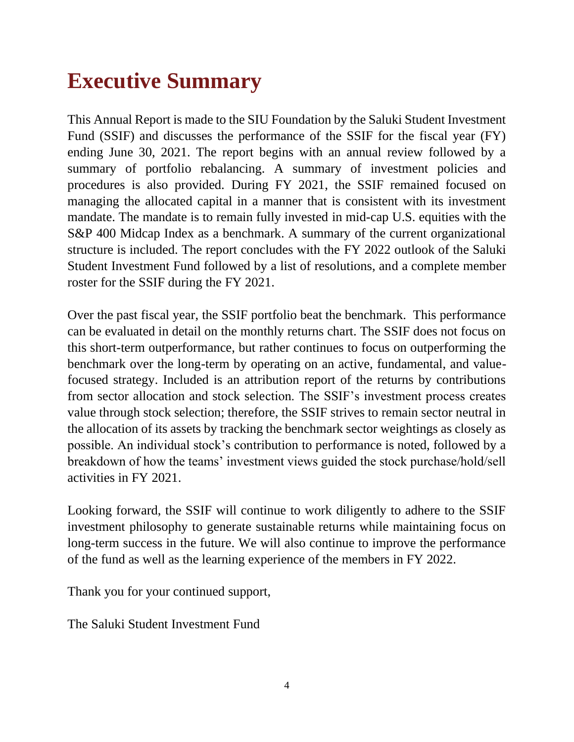# Executive Summary

This Annual Report is made to the SIU Foundation by the Saluki Student Investment Fund (SSIF) and discusses the performance of the SSIF for the fiscal year (FY) ending June 30, 2021. The report begins with an annual review followed by a summary of portfolio rebalancing. A summary of investment policies and procedures is also provided. During FY 2021, the SSIF remained focused on managing the allocated capital in a manner that is consistent with its investment mandate. The mandate is to remain fully invested in mid-cap U.S. equities with the S&P 400 Midcap Index as a benchmark. A summary of the current organizational structure is included. The report concludes with the FY 2022 outlook of the Saluki Student Investment Fund followed by a list of resolutions, and a complete member roster for the SSIF during the FY 2021.

Over the past fiscal year, the SSIF portfolio beat the benchmark. This performance can be evaluated in detail on the monthly returns chart. The SSIF does not focus on this short-term outperformance, but rather continues to focus on outperforming the benchmark over the long-term by operating on an active, fundamental, and value-focused strategy. Included is an attribution report of the returns by contributions from sector allocation and stock selection. The SSIF's investment process creates value through stock selection; therefore, the SSIF strives to remain sector neutral in the allocation of its assets by tracking the benchmark sector weightings as closely as possible. An individual stock's contribution to performance is noted, followed by a breakdown of how the teams' investment views guided the stock purchase/hold/sell activities in FY 2021.

Looking forward, the SSIF will continue to work diligently to adhere to the SSIF investment philosophy to generate sustainable returns while maintaining focus on long-term success in the future. We will also continue to improve the performance of the fund as well as the learning experience of the members in FY 2022.

Thank you for your continued support,

The Saluki Student Investment Fund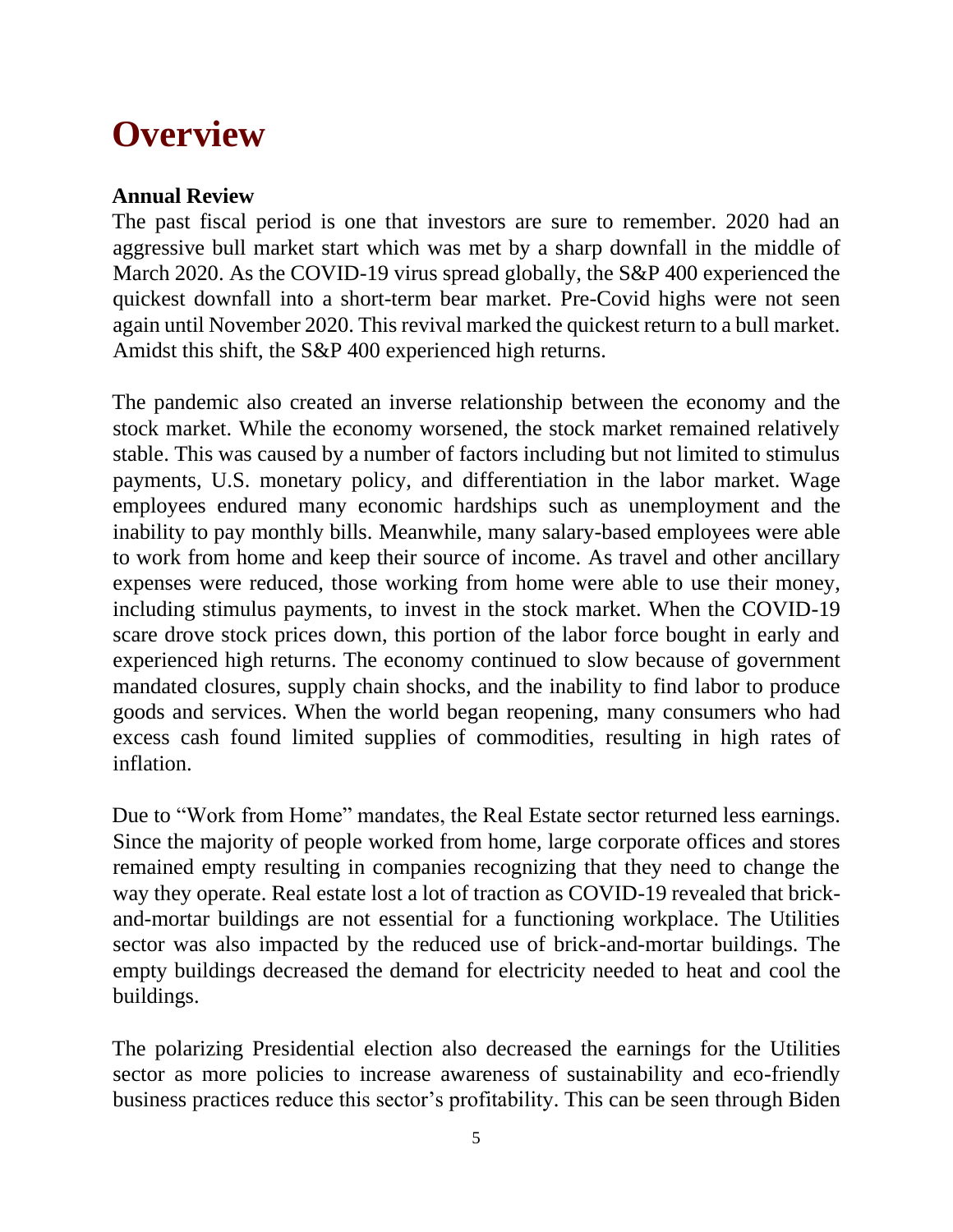# Overview

**Annual Review**

The past fiscal period is one that investors are sure to remember. 2020 had an aggressive bull market start which was met by a sharp downfall in the middle of March 2020. As the COVID-19 virus spread globally, the S&P 400 experienced the quickest downfall into a short-term bear market. Pre-Covid highs were not seen again until November 2020. This revival marked the quickest return to a bull market. Amidst this shift, the S&P 400 experienced high returns.

The pandemic also created an inverse relationship between the economy and the stock market. While the economy worsened, the stock market remained relatively stable. This was caused by a number of factors including but not limited to stimulus payments, U.S. monetary policy, and differentiation in the labor market. Wage employees endured many economic hardships such as unemployment and the inability to pay monthly bills. Meanwhile, many salary-based employees were able to work from home and keep their source of income. As travel and other ancillary expenses were reduced, those working from home were able to use their money, including stimulus payments, to invest in the stock market. When the COVID-19 scare drove stock prices down, this portion of the labor force bought in early and experienced high returns. The economy continued to slow because of government mandated closures, supply chain shocks, and the inability to find labor to produce goods and services. When the world began reopening, many consumers who had excess cash found limited supplies of commodities, resulting in high rates of inflation.

Due to "Work from Home" mandates, the Real Estate sector returned less earnings. Since the majority of people worked from home, large corporate offices and stores remained empty resulting in companies recognizing that they need to change the way they operate. Real estate lost a lot of traction as COVID-19 revealed that brick-and-mortar buildings are not essential for a functioning workplace. The Utilities sector was also impacted by the reduced use of brick-and-mortar buildings. The empty buildings decreased the demand for electricity needed to heat and cool the buildings.

The polarizing Presidential election also decreased the earnings for the Utilities sector as more policies to increase awareness of sustainability and eco-friendly business practices reduce this sector's profitability. This can be seen through Biden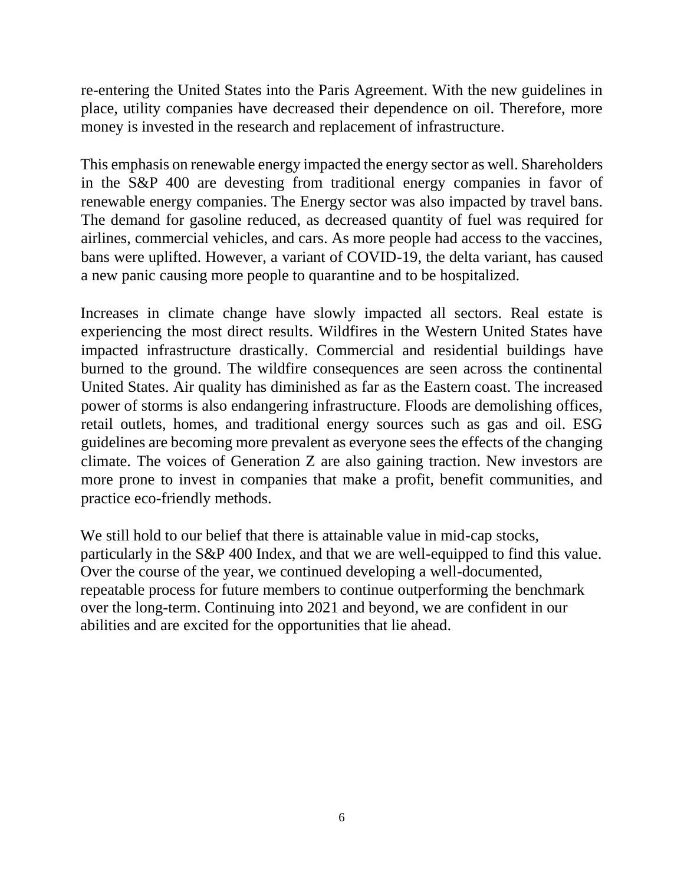re-entering the United States into the Paris Agreement. With the new guidelines in place, utility companies have decreased their dependence on oil. Therefore, more money is invested in the research and replacement of infrastructure.

This emphasis on renewable energy impacted the energy sector as well. Shareholders in the S&P 400 are devesting from traditional energy companies in favor of renewable energy companies. The Energy sector was also impacted by travel bans. The demand for gasoline reduced, as decreased quantity of fuel was required for airlines, commercial vehicles, and cars. As more people had access to the vaccines, bans were uplifted. However, a variant of COVID-19, the delta variant, has caused a new panic causing more people to quarantine and to be hospitalized.

Increases in climate change have slowly impacted all sectors. Real estate is experiencing the most direct results. Wildfires in the Western United States have impacted infrastructure drastically. Commercial and residential buildings have burned to the ground. The wildfire consequences are seen across the continental United States. Air quality has diminished as far as the Eastern coast. The increased power of storms is also endangering infrastructure. Floods are demolishing offices, retail outlets, homes, and traditional energy sources such as gas and oil. ESG guidelines are becoming more prevalent as everyone sees the effects of the changing climate. The voices of Generation Z are also gaining traction. New investors are more prone to invest in companies that make a profit, benefit communities, and practice eco-friendly methods.

We still hold to our belief that there is attainable value in mid-cap stocks, particularly in the S&P 400 Index, and that we are well-equipped to find this value. Over the course of the year, we continued developing a well-documented, repeatable process for future members to continue outperforming the benchmark over the long-term. Continuing into 2021 and beyond, we are confident in our abilities and are excited for the opportunities that lie ahead.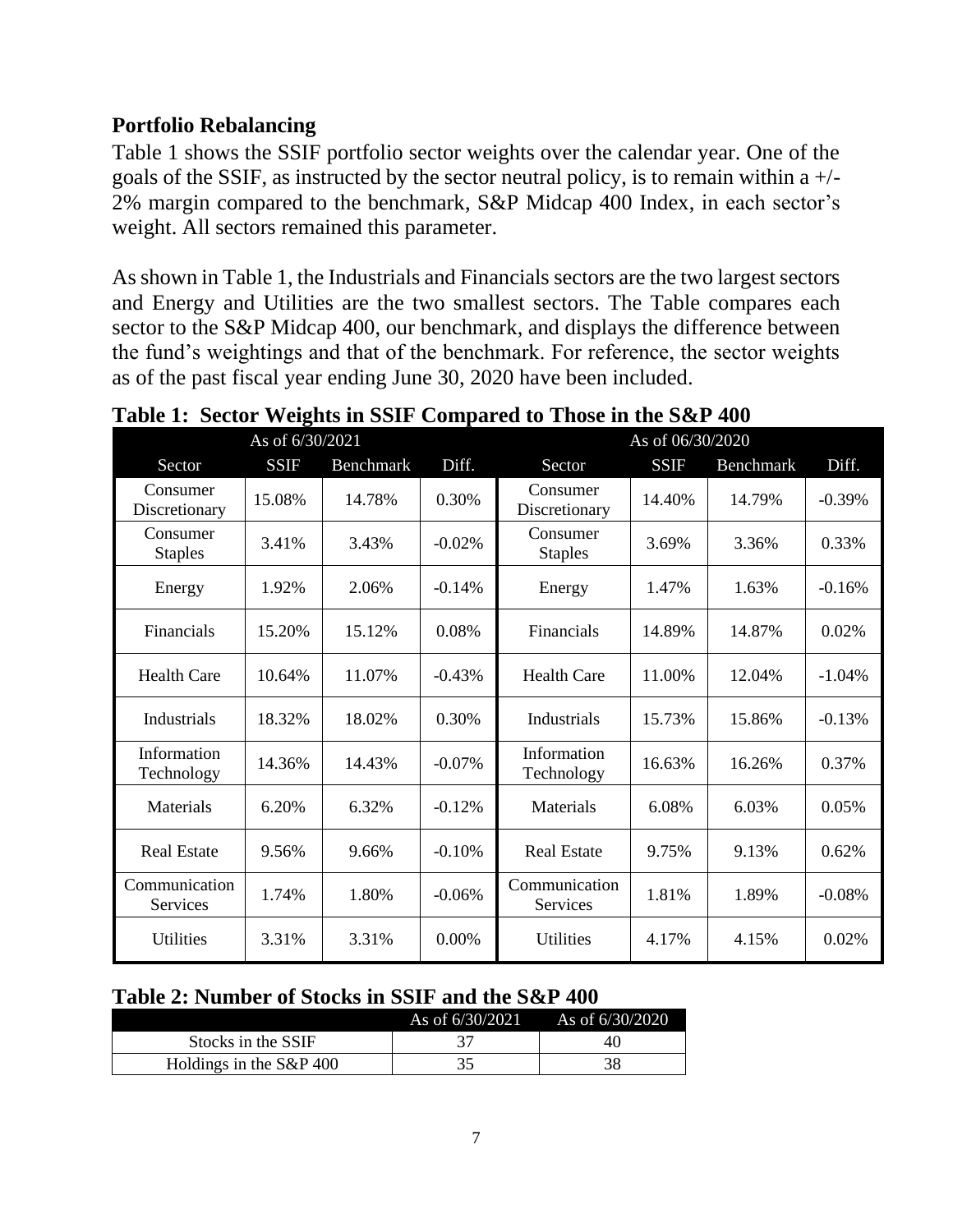## Portfolio Rebalancing

Table 1 shows the SSIF portfolio sector weights over the calendar year. One of the goals of the SSIF, as instructed by the sector neutral policy, is to remain within a +/- 2% margin compared to the benchmark, S&P Midcap 400 Index, in each sector's weight. All sectors remained this parameter.

As shown in Table 1, the Industrials and Financials sectors are the two largest sectors and Energy and Utilities are the two smallest sectors. The Table compares each sector to the S&P Midcap 400, our benchmark, and displays the difference between the fund's weightings and that of the benchmark. For reference, the sector weights as of the past fiscal year ending June 30, 2020 have been included.

**Table 1: Sector Weights in SSIF Compared to Those in the S&P 400**

| As of 6/30/2021 | | | | As of 06/30/2020 | | | |
|---|---|---|---|---|---|---|---|
| Sector | SSIF | Benchmark | Diff. | Sector | SSIF | Benchmark | Diff. |
| Consumer Discretionary | 15.08% | 14.78% | 0.30% | Consumer Discretionary | 14.40% | 14.79% | -0.39% |
| Consumer Staples | 3.41% | 3.43% | -0.02% | Consumer Staples | 3.69% | 3.36% | 0.33% |
| Energy | 1.92% | 2.06% | -0.14% | Energy | 1.47% | 1.63% | -0.16% |
| Financials | 15.20% | 15.12% | 0.08% | Financials | 14.89% | 14.87% | 0.02% |
| Health Care | 10.64% | 11.07% | -0.43% | Health Care | 11.00% | 12.04% | -1.04% |
| Industrials | 18.32% | 18.02% | 0.30% | Industrials | 15.73% | 15.86% | -0.13% |
| Information Technology | 14.36% | 14.43% | -0.07% | Information Technology | 16.63% | 16.26% | 0.37% |
| Materials | 6.20% | 6.32% | -0.12% | Materials | 6.08% | 6.03% | 0.05% |
| Real Estate | 9.56% | 9.66% | -0.10% | Real Estate | 9.75% | 9.13% | 0.62% |
| Communication Services | 1.74% | 1.80% | -0.06% | Communication Services | 1.81% | 1.89% | -0.08% |
| Utilities | 3.31% | 3.31% | 0.00% | Utilities | 4.17% | 4.15% | 0.02% |

**Table 2: Number of Stocks in SSIF and the S&P 400**

| | As of 6/30/2021 | As of 6/30/2020 |
|---|---|---|
| Stocks in the SSIF | 37 | 40 |
| Holdings in the S&P 400 | 35 | 38 |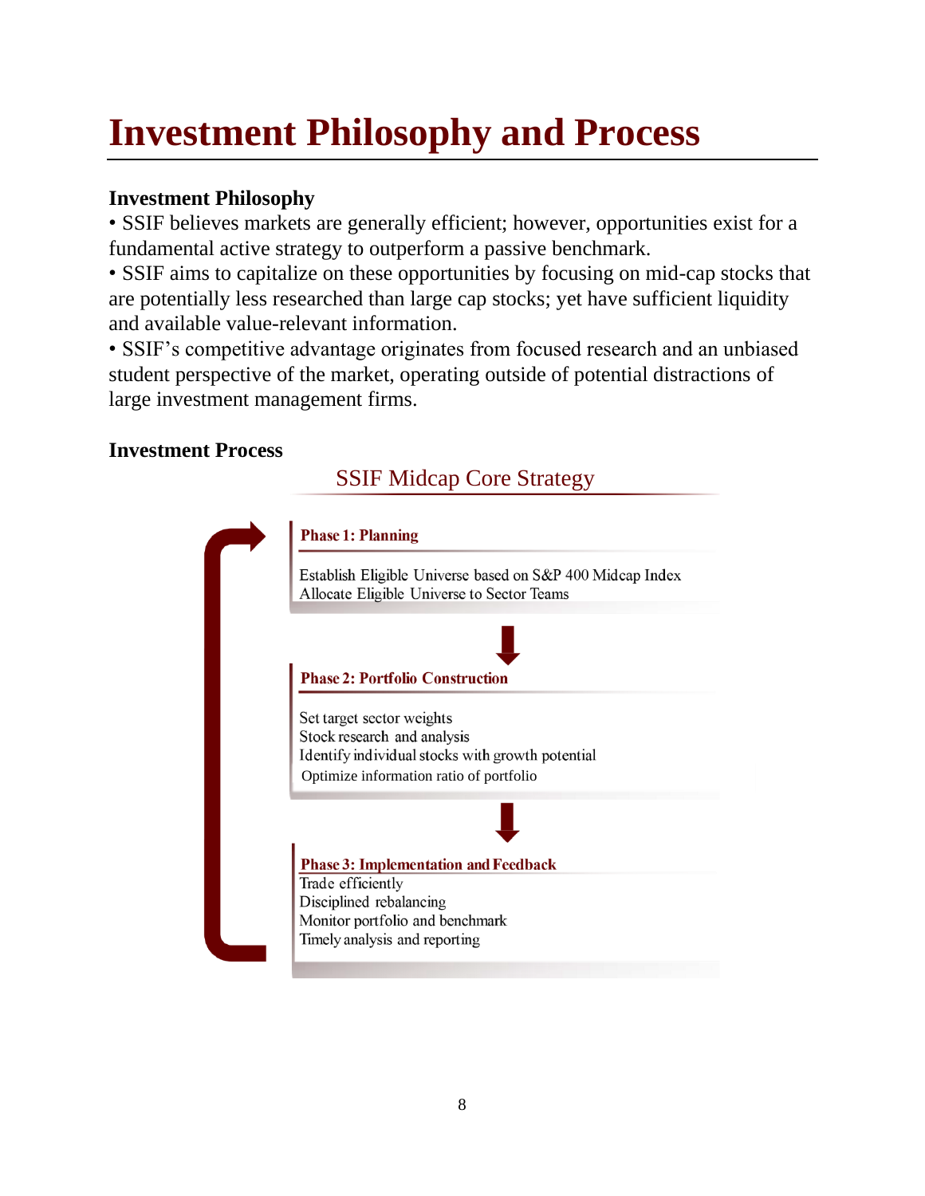# Investment Philosophy and Process

### Investment Philosophy

- SSIF believes markets are generally efficient; however, opportunities exist for a fundamental active strategy to outperform a passive benchmark.
- SSIF aims to capitalize on these opportunities by focusing on mid-cap stocks that are potentially less researched than large cap stocks; yet have sufficient liquidity and available value-relevant information.
- SSIF's competitive advantage originates from focused research and an unbiased student perspective of the market, operating outside of potential distractions of large investment management firms.

### Investment Process

SSIF Midcap Core Strategy

**Phase 1: Planning**

Establish Eligible Universe based on S&P 400 Midcap Index
Allocate Eligible Universe to Sector Teams

**Phase 2: Portfolio Construction**

Set target sector weights
Stock research and analysis
Identify individual stocks with growth potential
Optimize information ratio of portfolio

**Phase 3: Implementation and Feedback**

Trade efficiently
Disciplined rebalancing
Monitor portfolio and benchmark
Timely analysis and reporting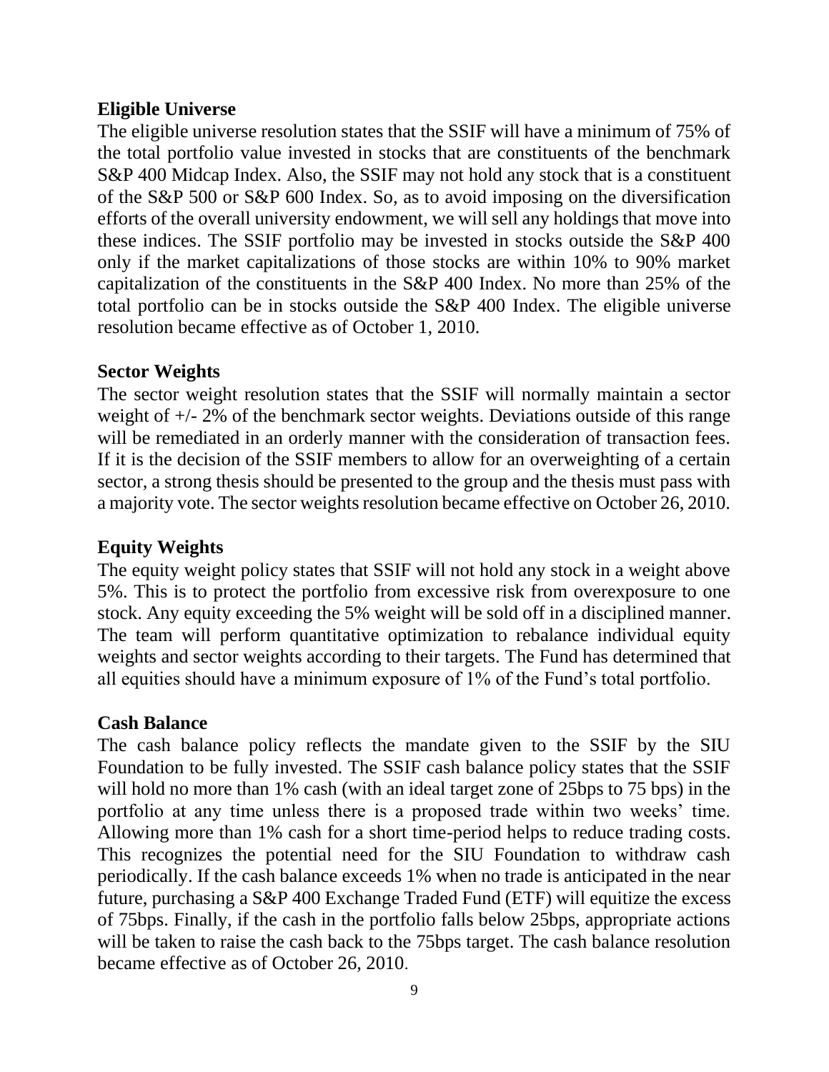## Eligible Universe

The eligible universe resolution states that the SSIF will have a minimum of 75% of the total portfolio value invested in stocks that are constituents of the benchmark S&P 400 Midcap Index. Also, the SSIF may not hold any stock that is a constituent of the S&P 500 or S&P 600 Index. So, as to avoid imposing on the diversification efforts of the overall university endowment, we will sell any holdings that move into these indices. The SSIF portfolio may be invested in stocks outside the S&P 400 only if the market capitalizations of those stocks are within 10% to 90% market capitalization of the constituents in the S&P 400 Index. No more than 25% of the total portfolio can be in stocks outside the S&P 400 Index. The eligible universe resolution became effective as of October 1, 2010.

## Sector Weights

The sector weight resolution states that the SSIF will normally maintain a sector weight of +/- 2% of the benchmark sector weights. Deviations outside of this range will be remediated in an orderly manner with the consideration of transaction fees. If it is the decision of the SSIF members to allow for an overweighting of a certain sector, a strong thesis should be presented to the group and the thesis must pass with a majority vote. The sector weights resolution became effective on October 26, 2010.

## Equity Weights

The equity weight policy states that SSIF will not hold any stock in a weight above 5%. This is to protect the portfolio from excessive risk from overexposure to one stock. Any equity exceeding the 5% weight will be sold off in a disciplined manner. The team will perform quantitative optimization to rebalance individual equity weights and sector weights according to their targets. The Fund has determined that all equities should have a minimum exposure of 1% of the Fund's total portfolio.

## Cash Balance

The cash balance policy reflects the mandate given to the SSIF by the SIU Foundation to be fully invested. The SSIF cash balance policy states that the SSIF will hold no more than 1% cash (with an ideal target zone of 25bps to 75 bps) in the portfolio at any time unless there is a proposed trade within two weeks' time. Allowing more than 1% cash for a short time-period helps to reduce trading costs. This recognizes the potential need for the SIU Foundation to withdraw cash periodically. If the cash balance exceeds 1% when no trade is anticipated in the near future, purchasing a S&P 400 Exchange Traded Fund (ETF) will equitize the excess of 75bps. Finally, if the cash in the portfolio falls below 25bps, appropriate actions will be taken to raise the cash back to the 75bps target. The cash balance resolution became effective as of October 26, 2010.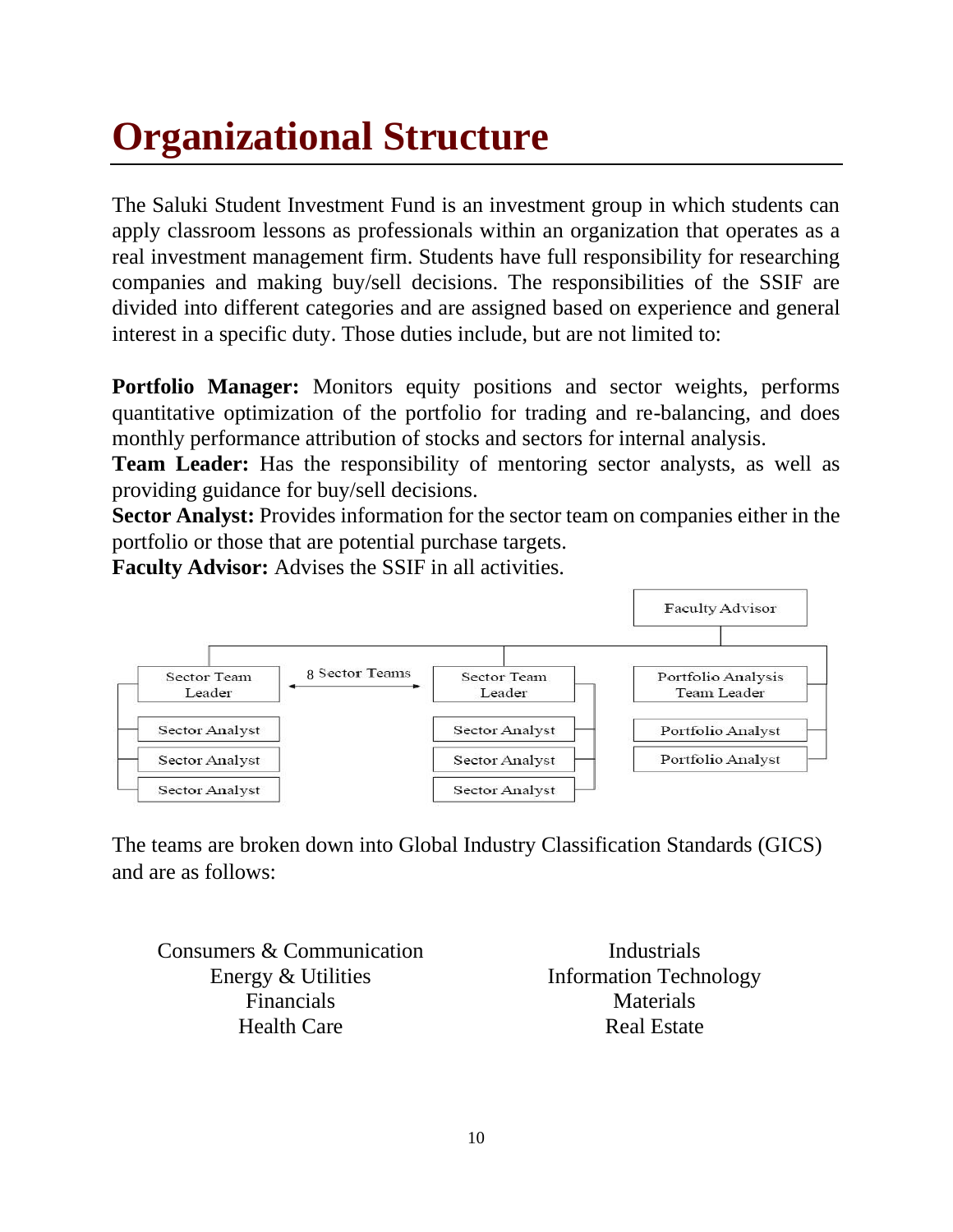# Organizational Structure

The Saluki Student Investment Fund is an investment group in which students can apply classroom lessons as professionals within an organization that operates as a real investment management firm. Students have full responsibility for researching companies and making buy/sell decisions. The responsibilities of the SSIF are divided into different categories and are assigned based on experience and general interest in a specific duty. Those duties include, but are not limited to:

**Portfolio Manager:** Monitors equity positions and sector weights, performs quantitative optimization of the portfolio for trading and re-balancing, and does monthly performance attribution of stocks and sectors for internal analysis.
**Team Leader:** Has the responsibility of mentoring sector analysts, as well as providing guidance for buy/sell decisions.
**Sector Analyst:** Provides information for the sector team on companies either in the portfolio or those that are potential purchase targets.
**Faculty Advisor:** Advises the SSIF in all activities.

Faculty Advisor

Sector Team Leader — 8 Sector Teams — Sector Team Leader | Portfolio Analysis Team Leader
Sector Analyst | Sector Analyst | Portfolio Analyst
Sector Analyst | Sector Analyst | Portfolio Analyst
Sector Analyst | Sector Analyst

The teams are broken down into Global Industry Classification Standards (GICS) and are as follows:

Consumers & Communication
Energy & Utilities
Financials
Health Care
Industrials
Information Technology
Materials
Real Estate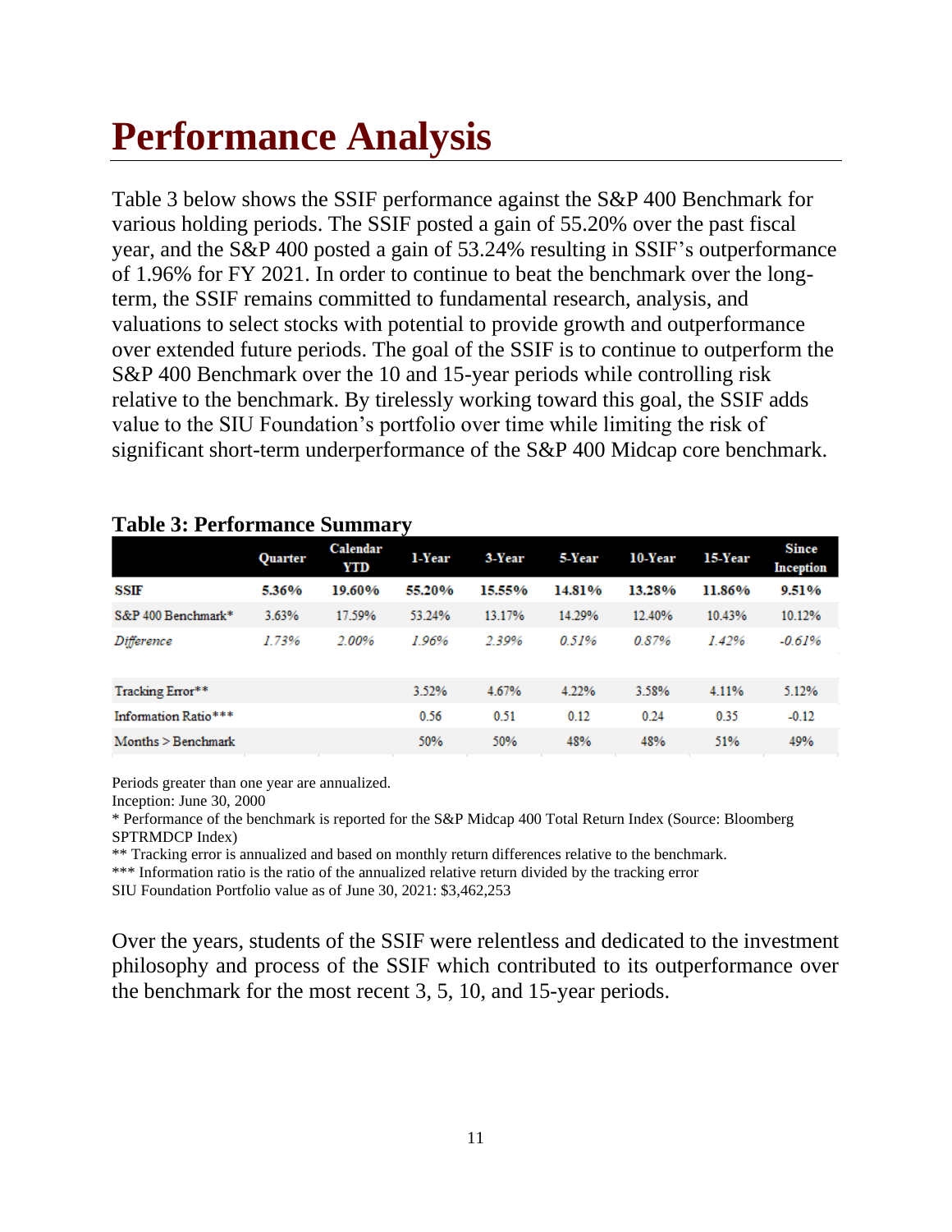# Performance Analysis

Table 3 below shows the SSIF performance against the S&P 400 Benchmark for various holding periods. The SSIF posted a gain of 55.20% over the past fiscal year, and the S&P 400 posted a gain of 53.24% resulting in SSIF's outperformance of 1.96% for FY 2021. In order to continue to beat the benchmark over the long-term, the SSIF remains committed to fundamental research, analysis, and valuations to select stocks with potential to provide growth and outperformance over extended future periods. The goal of the SSIF is to continue to outperform the S&P 400 Benchmark over the 10 and 15-year periods while controlling risk relative to the benchmark. By tirelessly working toward this goal, the SSIF adds value to the SIU Foundation's portfolio over time while limiting the risk of significant short-term underperformance of the S&P 400 Midcap core benchmark.

**Table 3: Performance Summary**

| | Quarter | Calendar YTD | 1-Year | 3-Year | 5-Year | 10-Year | 15-Year | Since Inception |
|---|---|---|---|---|---|---|---|---|
| **SSIF** | **5.36%** | **19.60%** | **55.20%** | **15.55%** | **14.81%** | **13.28%** | **11.86%** | **9.51%** |
| S&P 400 Benchmark* | 3.63% | 17.59% | 53.24% | 13.17% | 14.29% | 12.40% | 10.43% | 10.12% |
| *Difference* | *1.73%* | *2.00%* | *1.96%* | *2.39%* | *0.51%* | *0.87%* | *1.42%* | *-0.61%* |
| | | | | | | | | |
| Tracking Error** | | | 3.52% | 4.67% | 4.22% | 3.58% | 4.11% | 5.12% |
| Information Ratio*** | | | 0.56 | 0.51 | 0.12 | 0.24 | 0.35 | -0.12 |
| Months > Benchmark | | | 50% | 50% | 48% | 48% | 51% | 49% |

Periods greater than one year are annualized.
Inception: June 30, 2000
* Performance of the benchmark is reported for the S&P Midcap 400 Total Return Index (Source: Bloomberg SPTRMDCP Index)
** Tracking error is annualized and based on monthly return differences relative to the benchmark.
*** Information ratio is the ratio of the annualized relative return divided by the tracking error
SIU Foundation Portfolio value as of June 30, 2021: $3,462,253

Over the years, students of the SSIF were relentless and dedicated to the investment philosophy and process of the SSIF which contributed to its outperformance over the benchmark for the most recent 3, 5, 10, and 15-year periods.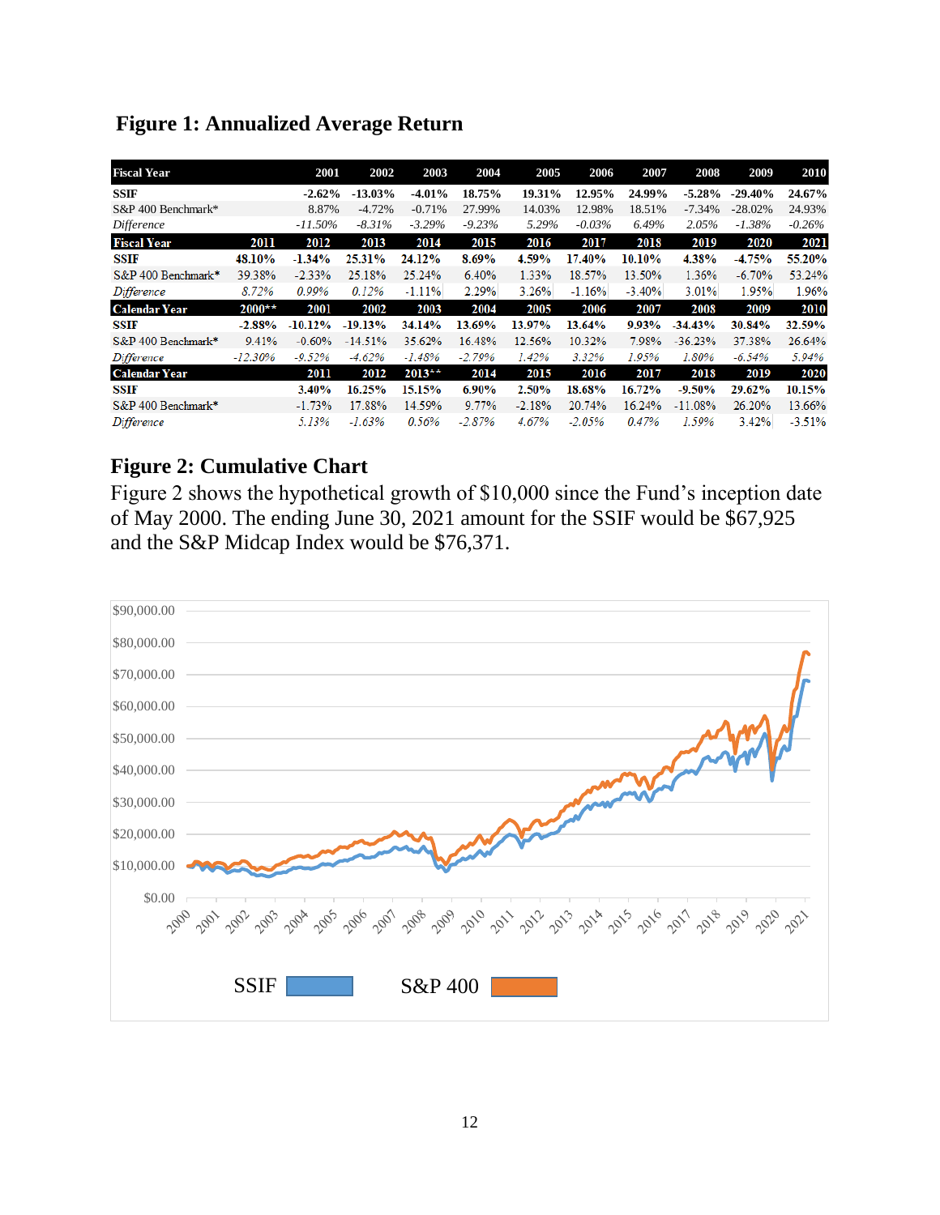## Figure 1: Annualized Average Return

| Fiscal Year | | 2001 | 2002 | 2003 | 2004 | 2005 | 2006 | 2007 | 2008 | 2009 | 2010 |
|---|---|---|---|---|---|---|---|---|---|---|---|
| **SSIF** | | **-2.62%** | **-13.03%** | **-4.01%** | **18.75%** | **19.31%** | **12.95%** | **24.99%** | **-5.28%** | **-29.40%** | **24.67%** |
| S&P 400 Benchmark* | | 8.87% | -4.72% | -0.71% | 27.99% | 14.03% | 12.98% | 18.51% | -7.34% | -28.02% | 24.93% |
| *Difference* | | *-11.50%* | *-8.31%* | *-3.29%* | *-9.23%* | *5.29%* | *-0.03%* | *6.49%* | *2.05%* | *-1.38%* | *-0.26%* |
| **Fiscal Year** | **2011** | **2012** | **2013** | **2014** | **2015** | **2016** | **2017** | **2018** | **2019** | **2020** | **2021** |
| **SSIF** | **48.10%** | **-1.34%** | **25.31%** | **24.12%** | **8.69%** | **4.59%** | **17.40%** | **10.10%** | **4.38%** | **-4.75%** | **55.20%** |
| S&P 400 Benchmark* | 39.38% | -2.33% | 25.18% | 25.24% | 6.40% | 1.33% | 18.57% | 13.50% | 1.36% | -6.70% | 53.24% |
| *Difference* | *8.72%* | *0.99%* | *0.12%* | -1.11% | 2.29% | 3.26% | -1.16% | -3.40% | 3.01% | 1.95% | 1.96% |
| **Calendar Year** | **2000**\*\* | **2001** | **2002** | **2003** | **2004** | **2005** | **2006** | **2007** | **2008** | **2009** | **2010** |
| **SSIF** | **-2.88%** | **-10.12%** | **-19.13%** | **34.14%** | **13.69%** | **13.97%** | **13.64%** | **9.93%** | **-34.43%** | **30.84%** | **32.59%** |
| S&P 400 Benchmark* | 9.41% | -0.60% | -14.51% | 35.62% | 16.48% | 12.56% | 10.32% | 7.98% | -36.23% | 37.38% | 26.64% |
| *Difference* | *-12.30%* | *-9.52%* | *-4.62%* | *-1.48%* | *-2.79%* | *1.42%* | *3.32%* | *1.95%* | *1.80%* | *-6.54%* | *5.94%* |
| **Calendar Year** | | **2011** | **2012** | **2013**\*\* | **2014** | **2015** | **2016** | **2017** | **2018** | **2019** | **2020** |
| **SSIF** | | **3.40%** | **16.25%** | **15.15%** | **6.90%** | **2.50%** | **18.68%** | **16.72%** | **-9.50%** | **29.62%** | **10.15%** |
| S&P 400 Benchmark* | | -1.73% | 17.88% | 14.59% | 9.77% | -2.18% | 20.74% | 16.24% | -11.08% | 26.20% | 13.66% |
| *Difference* | | *5.13%* | *-1.63%* | *0.56%* | *-2.87%* | *4.67%* | *-2.05%* | *0.47%* | *1.59%* | 3.42% | -3.51% |

## Figure 2: Cumulative Chart

Figure 2 shows the hypothetical growth of $10,000 since the Fund's inception date of May 2000. The ending June 30, 2021 amount for the SSIF would be $67,925 and the S&P Midcap Index would be $76,371.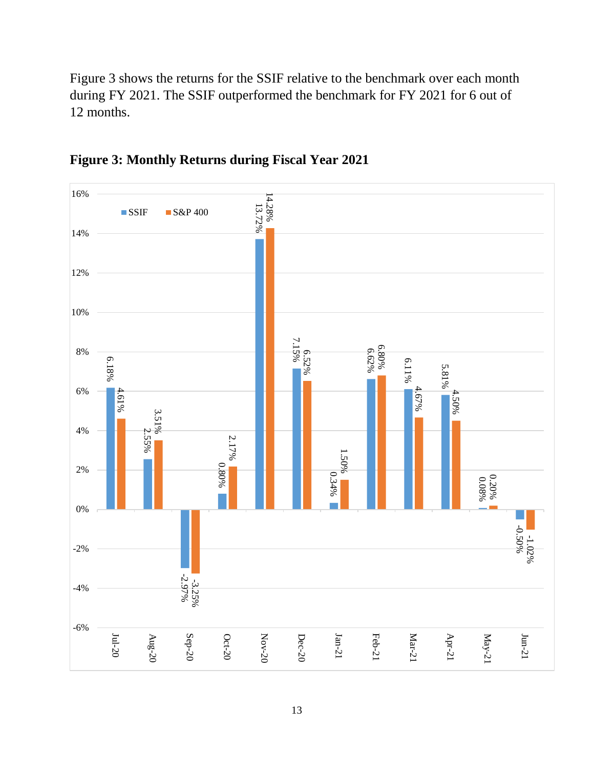Figure 3 shows the returns for the SSIF relative to the benchmark over each month during FY 2021. The SSIF outperformed the benchmark for FY 2021 for 6 out of 12 months.

**Figure 3: Monthly Returns during Fiscal Year 2021**

| Month | SSIF | S&P 400 |
| --- | --- | --- |
| Jul-20 | 6.18% | 4.61% |
| Aug-20 | 2.55% | 3.51% |
| Sep-20 | -2.97% | -3.25% |
| Oct-20 | 0.80% | 2.17% |
| Nov-20 | 13.72% | 14.28% |
| Dec-20 | 7.15% | 6.52% |
| Jan-21 | 0.34% | 1.50% |
| Feb-21 | 6.62% | 6.80% |
| Mar-21 | 6.11% | 4.67% |
| Apr-21 | 5.81% | 4.50% |
| May-21 | 0.08% | 0.20% |
| Jun-21 | -0.50% | -1.02% |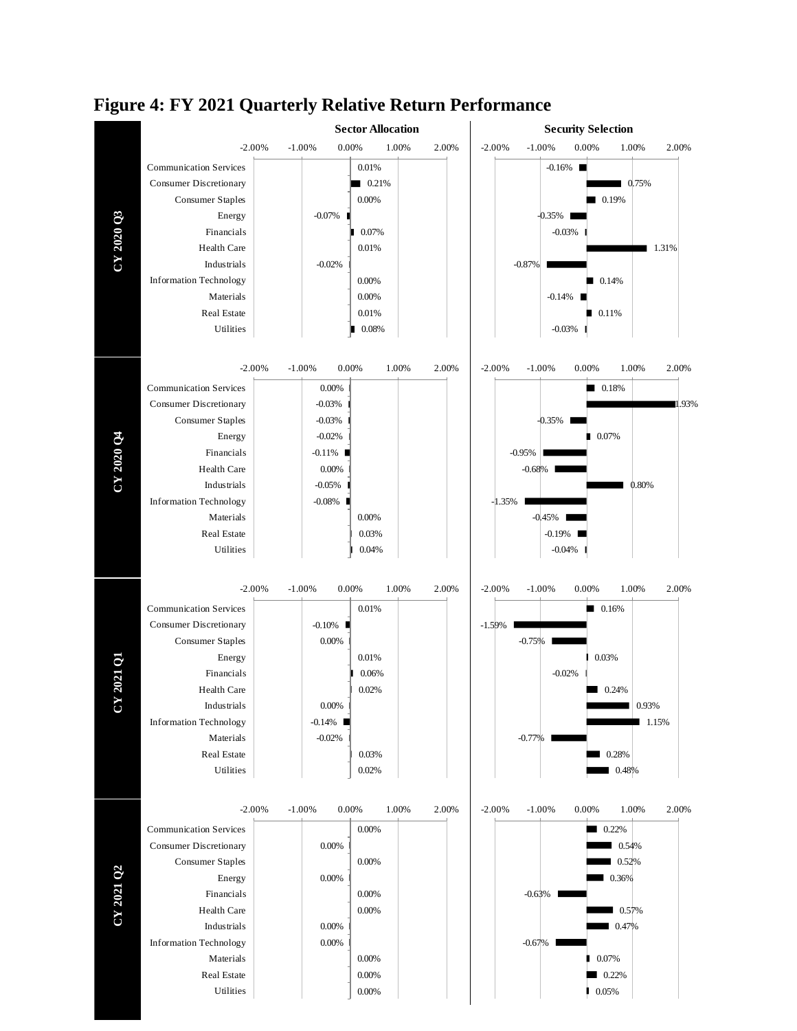## Figure 4: FY 2021 Quarterly Relative Return Performance

| Quarter | Sector | Sector Allocation | Security Selection |
|---|---|---|---|
| CY 2020 Q3 | Communication Services | 0.01% | -0.16% |
| | Consumer Discretionary | 0.21% | 0.75% |
| | Consumer Staples | 0.00% | 0.19% |
| | Energy | -0.07% | -0.35% |
| | Financials | 0.07% | -0.03% |
| | Health Care | 0.01% | 1.31% |
| | Industrials | -0.02% | -0.87% |
| | Information Technology | 0.00% | 0.14% |
| | Materials | 0.00% | -0.14% |
| | Real Estate | 0.01% | 0.11% |
| | Utilities | 0.08% | -0.03% |
| CY 2020 Q4 | Communication Services | 0.00% | 0.18% |
| | Consumer Discretionary | -0.03% | 1.93% |
| | Consumer Staples | -0.03% | -0.35% |
| | Energy | -0.02% | 0.07% |
| | Financials | -0.11% | -0.95% |
| | Health Care | 0.00% | -0.68% |
| | Industrials | -0.05% | 0.80% |
| | Information Technology | -0.08% | -1.35% |
| | Materials | 0.00% | -0.45% |
| | Real Estate | 0.03% | -0.19% |
| | Utilities | 0.04% | -0.04% |
| CY 2021 Q1 | Communication Services | 0.01% | 0.16% |
| | Consumer Discretionary | -0.10% | -1.59% |
| | Consumer Staples | 0.00% | -0.75% |
| | Energy | 0.01% | 0.03% |
| | Financials | 0.06% | -0.02% |
| | Health Care | 0.02% | 0.24% |
| | Industrials | 0.00% | 0.93% |
| | Information Technology | -0.14% | 1.15% |
| | Materials | -0.02% | -0.77% |
| | Real Estate | 0.03% | 0.28% |
| | Utilities | 0.02% | 0.48% |
| CY 2021 Q2 | Communication Services | 0.00% | 0.22% |
| | Consumer Discretionary | 0.00% | 0.54% |
| | Consumer Staples | 0.00% | 0.52% |
| | Energy | 0.00% | 0.36% |
| | Financials | 0.00% | -0.63% |
| | Health Care | 0.00% | 0.57% |
| | Industrials | 0.00% | 0.47% |
| | Information Technology | 0.00% | -0.67% |
| | Materials | 0.00% | 0.07% |
| | Real Estate | 0.00% | 0.22% |
| | Utilities | 0.00% | 0.05% |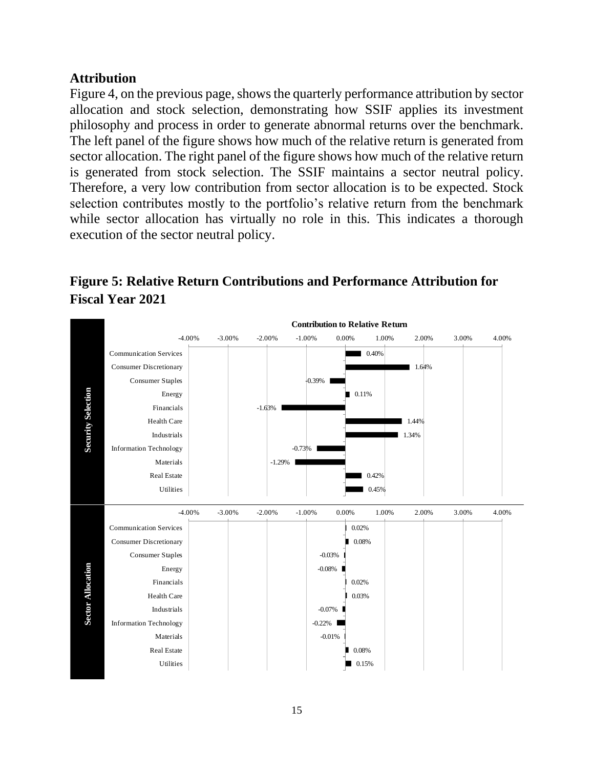## Attribution

Figure 4, on the previous page, shows the quarterly performance attribution by sector allocation and stock selection, demonstrating how SSIF applies its investment philosophy and process in order to generate abnormal returns over the benchmark. The left panel of the figure shows how much of the relative return is generated from sector allocation. The right panel of the figure shows how much of the relative return is generated from stock selection. The SSIF maintains a sector neutral policy. Therefore, a very low contribution from sector allocation is to be expected. Stock selection contributes mostly to the portfolio's relative return from the benchmark while sector allocation has virtually no role in this. This indicates a thorough execution of the sector neutral policy.

## Figure 5: Relative Return Contributions and Performance Attribution for Fiscal Year 2021

**Contribution to Relative Return**

**Security Selection**

| Sector | Contribution |
|---|---|
| Communication Services | 0.40% |
| Consumer Discretionary | 1.64% |
| Consumer Staples | -0.39% |
| Energy | 0.11% |
| Financials | -1.63% |
| Health Care | 1.44% |
| Industrials | 1.34% |
| Information Technology | -0.73% |
| Materials | -1.29% |
| Real Estate | 0.42% |
| Utilities | 0.45% |

**Sector Allocation**

| Sector | Contribution |
|---|---|
| Communication Services | 0.02% |
| Consumer Discretionary | 0.08% |
| Consumer Staples | -0.03% |
| Energy | -0.08% |
| Financials | 0.02% |
| Health Care | 0.03% |
| Industrials | -0.07% |
| Information Technology | -0.22% |
| Materials | -0.01% |
| Real Estate | 0.08% |
| Utilities | 0.15% |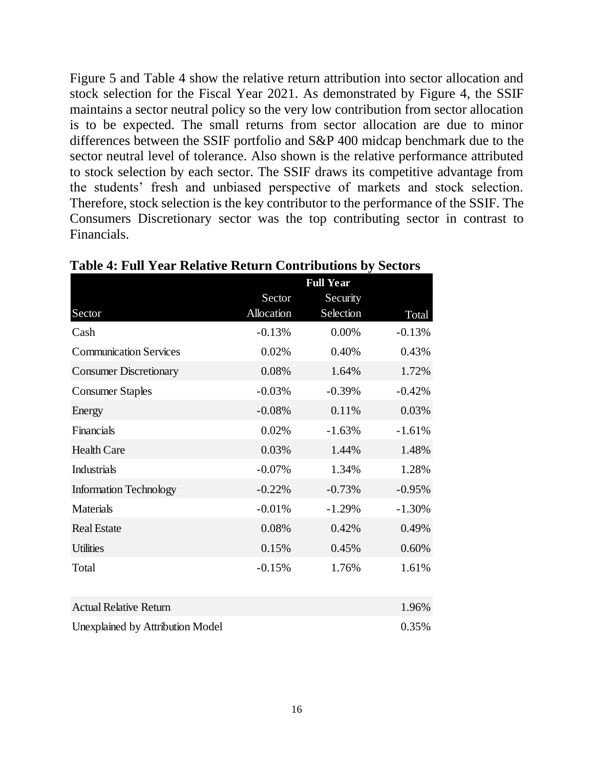Figure 5 and Table 4 show the relative return attribution into sector allocation and stock selection for the Fiscal Year 2021. As demonstrated by Figure 4, the SSIF maintains a sector neutral policy so the very low contribution from sector allocation is to be expected. The small returns from sector allocation are due to minor differences between the SSIF portfolio and S&P 400 midcap benchmark due to the sector neutral level of tolerance. Also shown is the relative performance attributed to stock selection by each sector. The SSIF draws its competitive advantage from the students' fresh and unbiased perspective of markets and stock selection. Therefore, stock selection is the key contributor to the performance of the SSIF. The Consumers Discretionary sector was the top contributing sector in contrast to Financials.

**Table 4: Full Year Relative Return Contributions by Sectors**

| | Full Year | | |
|---|---|---|---|
| Sector | Sector Allocation | Security Selection | Total |
| Cash | -0.13% | 0.00% | -0.13% |
| Communication Services | 0.02% | 0.40% | 0.43% |
| Consumer Discretionary | 0.08% | 1.64% | 1.72% |
| Consumer Staples | -0.03% | -0.39% | -0.42% |
| Energy | -0.08% | 0.11% | 0.03% |
| Financials | 0.02% | -1.63% | -1.61% |
| Health Care | 0.03% | 1.44% | 1.48% |
| Industrials | -0.07% | 1.34% | 1.28% |
| Information Technology | -0.22% | -0.73% | -0.95% |
| Materials | -0.01% | -1.29% | -1.30% |
| Real Estate | 0.08% | 0.42% | 0.49% |
| Utilities | 0.15% | 0.45% | 0.60% |
| Total | -0.15% | 1.76% | 1.61% |
| | | | |
| Actual Relative Return | | | 1.96% |
| Unexplained by Attribution Model | | | 0.35% |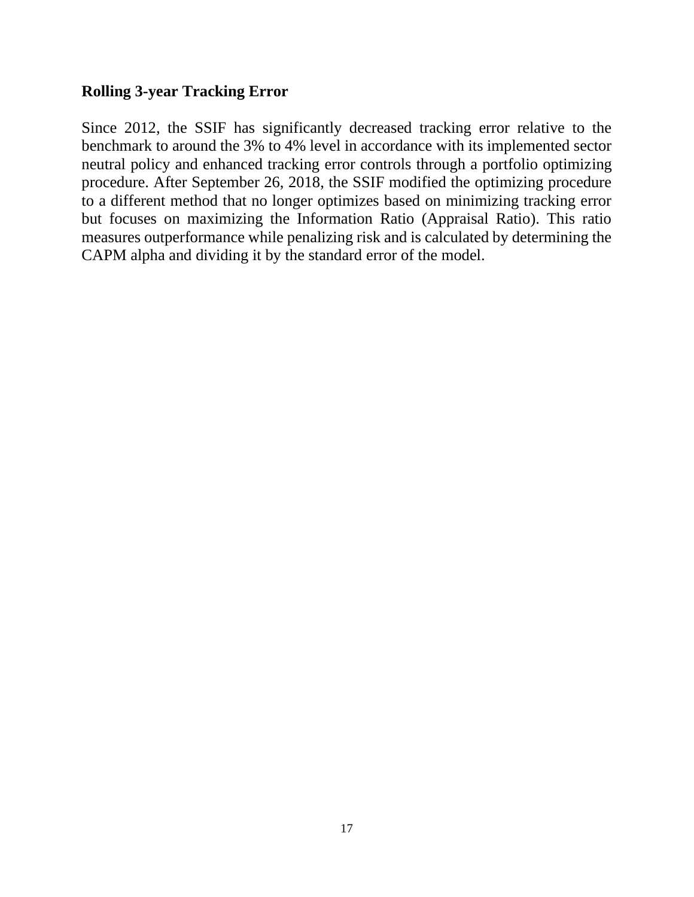### Rolling 3-year Tracking Error

Since 2012, the SSIF has significantly decreased tracking error relative to the benchmark to around the 3% to 4% level in accordance with its implemented sector neutral policy and enhanced tracking error controls through a portfolio optimizing procedure. After September 26, 2018, the SSIF modified the optimizing procedure to a different method that no longer optimizes based on minimizing tracking error but focuses on maximizing the Information Ratio (Appraisal Ratio). This ratio measures outperformance while penalizing risk and is calculated by determining the CAPM alpha and dividing it by the standard error of the model.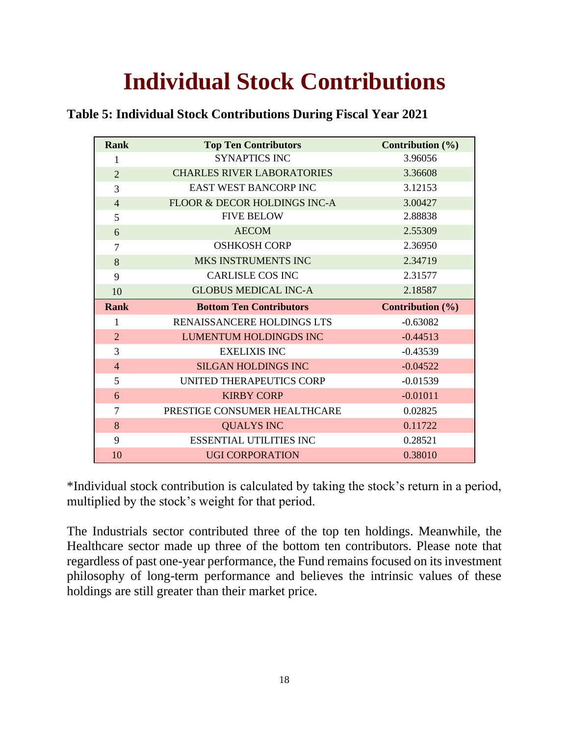# Individual Stock Contributions

**Table 5: Individual Stock Contributions During Fiscal Year 2021**

| Rank | Top Ten Contributors | Contribution (%) |
|---|---|---|
| 1 | SYNAPTICS INC | 3.96056 |
| 2 | CHARLES RIVER LABORATORIES | 3.36608 |
| 3 | EAST WEST BANCORP INC | 3.12153 |
| 4 | FLOOR & DECOR HOLDINGS INC-A | 3.00427 |
| 5 | FIVE BELOW | 2.88838 |
| 6 | AECOM | 2.55309 |
| 7 | OSHKOSH CORP | 2.36950 |
| 8 | MKS INSTRUMENTS INC | 2.34719 |
| 9 | CARLISLE COS INC | 2.31577 |
| 10 | GLOBUS MEDICAL INC-A | 2.18587 |
| **Rank** | **Bottom Ten Contributors** | **Contribution (%)** |
| 1 | RENAISSANCERE HOLDINGS LTS | -0.63082 |
| 2 | LUMENTUM HOLDINGDS INC | -0.44513 |
| 3 | EXELIXIS INC | -0.43539 |
| 4 | SILGAN HOLDINGS INC | -0.04522 |
| 5 | UNITED THERAPEUTICS CORP | -0.01539 |
| 6 | KIRBY CORP | -0.01011 |
| 7 | PRESTIGE CONSUMER HEALTHCARE | 0.02825 |
| 8 | QUALYS INC | 0.11722 |
| 9 | ESSENTIAL UTILITIES INC | 0.28521 |
| 10 | UGI CORPORATION | 0.38010 |

*Individual stock contribution is calculated by taking the stock's return in a period, multiplied by the stock's weight for that period.

The Industrials sector contributed three of the top ten holdings. Meanwhile, the Healthcare sector made up three of the bottom ten contributors. Please note that regardless of past one-year performance, the Fund remains focused on its investment philosophy of long-term performance and believes the intrinsic values of these holdings are still greater than their market price.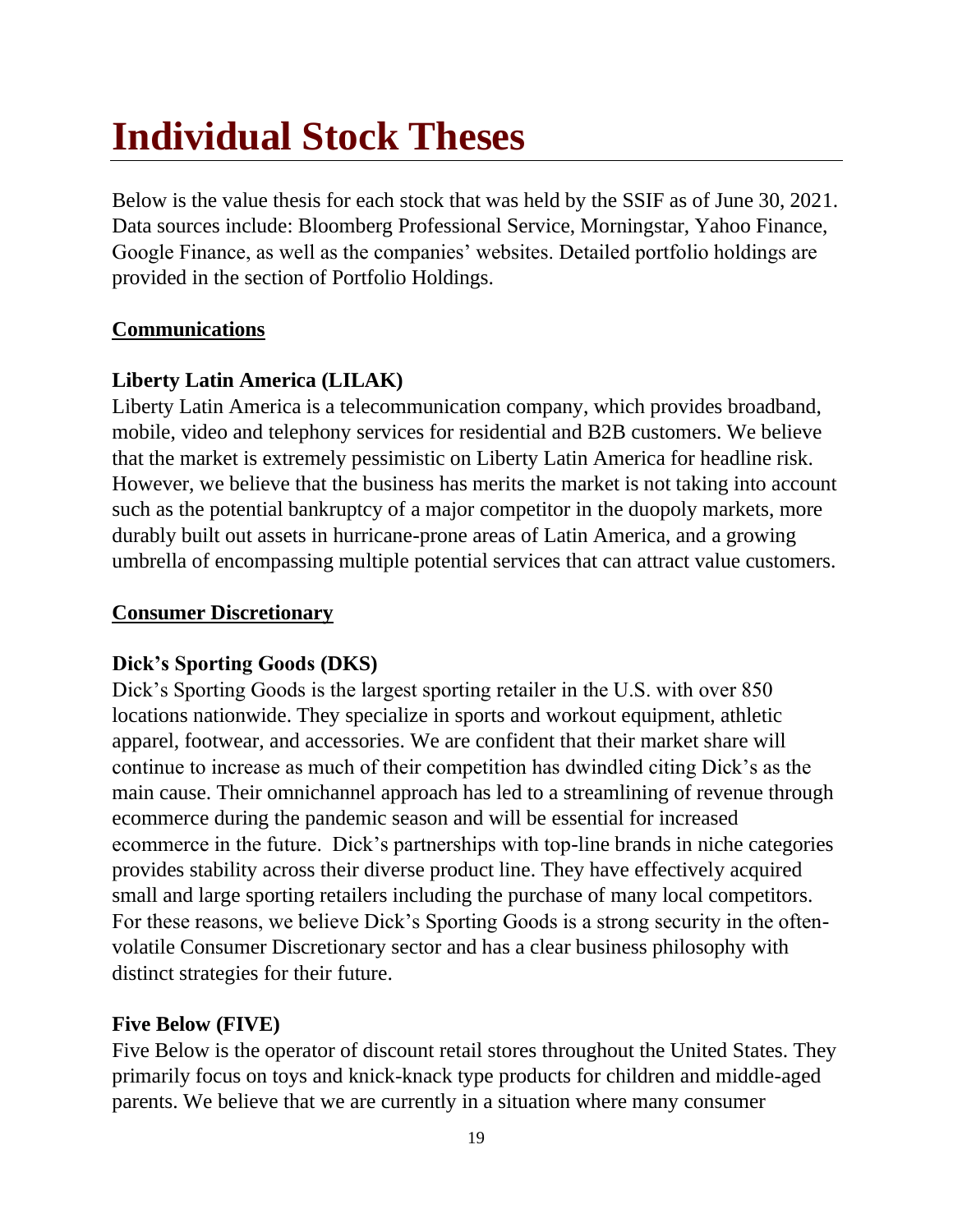# Individual Stock Theses

Below is the value thesis for each stock that was held by the SSIF as of June 30, 2021. Data sources include: Bloomberg Professional Service, Morningstar, Yahoo Finance, Google Finance, as well as the companies' websites. Detailed portfolio holdings are provided in the section of Portfolio Holdings.

## Communications

### Liberty Latin America (LILAK)

Liberty Latin America is a telecommunication company, which provides broadband, mobile, video and telephony services for residential and B2B customers. We believe that the market is extremely pessimistic on Liberty Latin America for headline risk. However, we believe that the business has merits the market is not taking into account such as the potential bankruptcy of a major competitor in the duopoly markets, more durably built out assets in hurricane-prone areas of Latin America, and a growing umbrella of encompassing multiple potential services that can attract value customers.

## Consumer Discretionary

### Dick's Sporting Goods (DKS)

Dick's Sporting Goods is the largest sporting retailer in the U.S. with over 850 locations nationwide. They specialize in sports and workout equipment, athletic apparel, footwear, and accessories. We are confident that their market share will continue to increase as much of their competition has dwindled citing Dick's as the main cause. Their omnichannel approach has led to a streamlining of revenue through ecommerce during the pandemic season and will be essential for increased ecommerce in the future. Dick's partnerships with top-line brands in niche categories provides stability across their diverse product line. They have effectively acquired small and large sporting retailers including the purchase of many local competitors. For these reasons, we believe Dick's Sporting Goods is a strong security in the often-volatile Consumer Discretionary sector and has a clear business philosophy with distinct strategies for their future.

### Five Below (FIVE)

Five Below is the operator of discount retail stores throughout the United States. They primarily focus on toys and knick-knack type products for children and middle-aged parents. We believe that we are currently in a situation where many consumer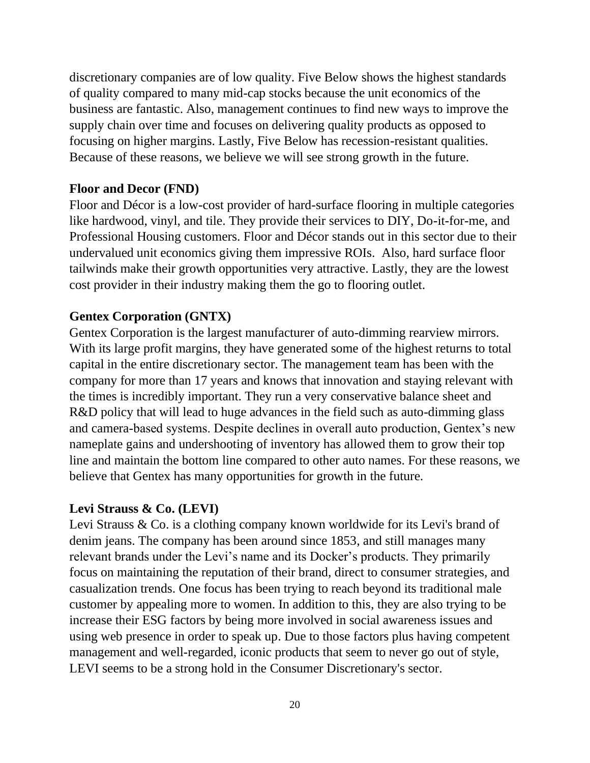discretionary companies are of low quality. Five Below shows the highest standards of quality compared to many mid-cap stocks because the unit economics of the business are fantastic. Also, management continues to find new ways to improve the supply chain over time and focuses on delivering quality products as opposed to focusing on higher margins. Lastly, Five Below has recession-resistant qualities. Because of these reasons, we believe we will see strong growth in the future.

**Floor and Decor (FND)**

Floor and Décor is a low-cost provider of hard-surface flooring in multiple categories like hardwood, vinyl, and tile. They provide their services to DIY, Do-it-for-me, and Professional Housing customers. Floor and Décor stands out in this sector due to their undervalued unit economics giving them impressive ROIs. Also, hard surface floor tailwinds make their growth opportunities very attractive. Lastly, they are the lowest cost provider in their industry making them the go to flooring outlet.

**Gentex Corporation (GNTX)**

Gentex Corporation is the largest manufacturer of auto-dimming rearview mirrors. With its large profit margins, they have generated some of the highest returns to total capital in the entire discretionary sector. The management team has been with the company for more than 17 years and knows that innovation and staying relevant with the times is incredibly important. They run a very conservative balance sheet and R&D policy that will lead to huge advances in the field such as auto-dimming glass and camera-based systems. Despite declines in overall auto production, Gentex's new nameplate gains and undershooting of inventory has allowed them to grow their top line and maintain the bottom line compared to other auto names. For these reasons, we believe that Gentex has many opportunities for growth in the future.

**Levi Strauss & Co. (LEVI)**

Levi Strauss & Co. is a clothing company known worldwide for its Levi's brand of denim jeans. The company has been around since 1853, and still manages many relevant brands under the Levi's name and its Docker's products. They primarily focus on maintaining the reputation of their brand, direct to consumer strategies, and casualization trends. One focus has been trying to reach beyond its traditional male customer by appealing more to women. In addition to this, they are also trying to be increase their ESG factors by being more involved in social awareness issues and using web presence in order to speak up. Due to those factors plus having competent management and well-regarded, iconic products that seem to never go out of style, LEVI seems to be a strong hold in the Consumer Discretionary's sector.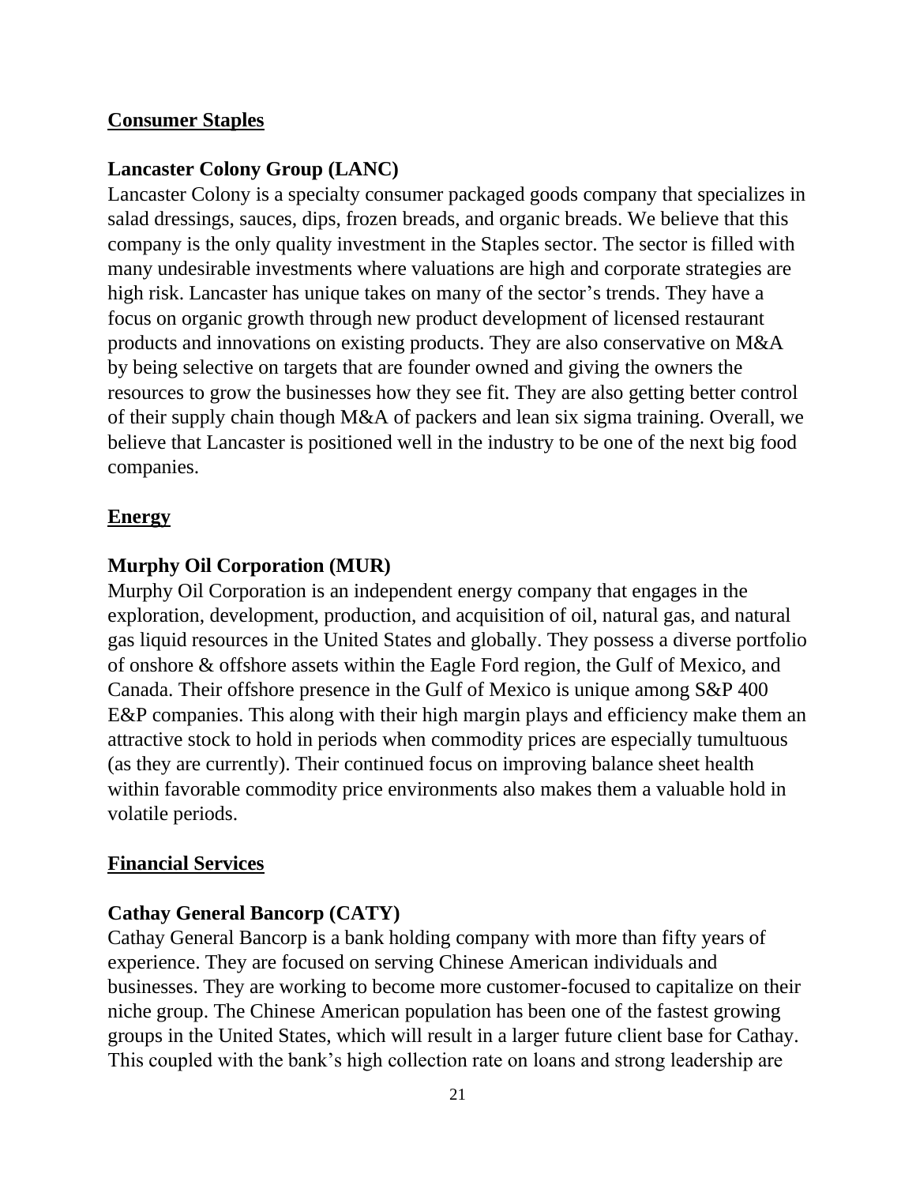## Consumer Staples

### Lancaster Colony Group (LANC)

Lancaster Colony is a specialty consumer packaged goods company that specializes in salad dressings, sauces, dips, frozen breads, and organic breads. We believe that this company is the only quality investment in the Staples sector. The sector is filled with many undesirable investments where valuations are high and corporate strategies are high risk. Lancaster has unique takes on many of the sector's trends. They have a focus on organic growth through new product development of licensed restaurant products and innovations on existing products. They are also conservative on M&A by being selective on targets that are founder owned and giving the owners the resources to grow the businesses how they see fit. They are also getting better control of their supply chain though M&A of packers and lean six sigma training. Overall, we believe that Lancaster is positioned well in the industry to be one of the next big food companies.

## Energy

### Murphy Oil Corporation (MUR)

Murphy Oil Corporation is an independent energy company that engages in the exploration, development, production, and acquisition of oil, natural gas, and natural gas liquid resources in the United States and globally. They possess a diverse portfolio of onshore & offshore assets within the Eagle Ford region, the Gulf of Mexico, and Canada. Their offshore presence in the Gulf of Mexico is unique among S&P 400 E&P companies. This along with their high margin plays and efficiency make them an attractive stock to hold in periods when commodity prices are especially tumultuous (as they are currently). Their continued focus on improving balance sheet health within favorable commodity price environments also makes them a valuable hold in volatile periods.

## Financial Services

### Cathay General Bancorp (CATY)

Cathay General Bancorp is a bank holding company with more than fifty years of experience. They are focused on serving Chinese American individuals and businesses. They are working to become more customer-focused to capitalize on their niche group. The Chinese American population has been one of the fastest growing groups in the United States, which will result in a larger future client base for Cathay. This coupled with the bank's high collection rate on loans and strong leadership are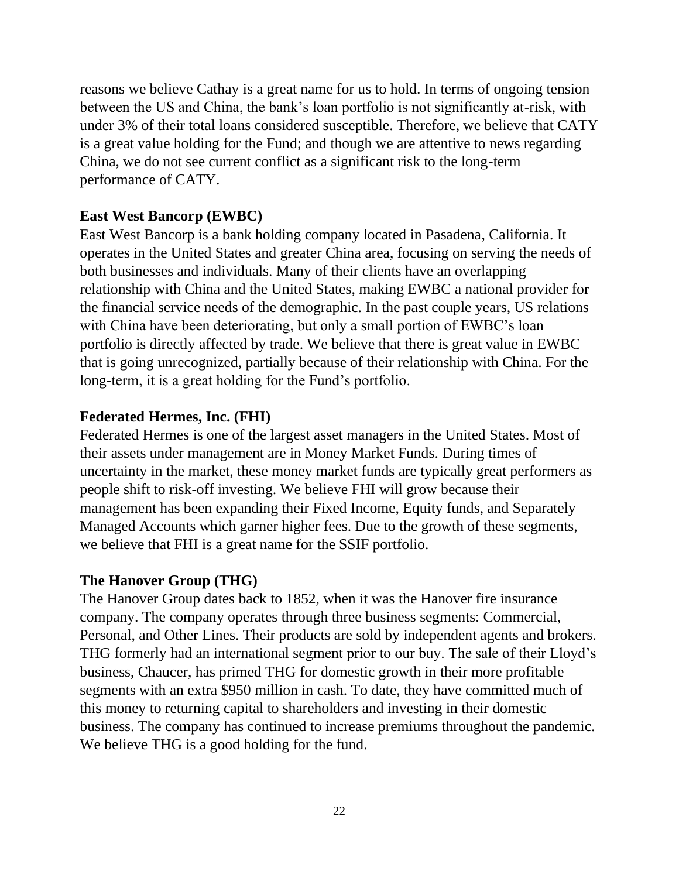reasons we believe Cathay is a great name for us to hold. In terms of ongoing tension between the US and China, the bank's loan portfolio is not significantly at-risk, with under 3% of their total loans considered susceptible. Therefore, we believe that CATY is a great value holding for the Fund; and though we are attentive to news regarding China, we do not see current conflict as a significant risk to the long-term performance of CATY.

**East West Bancorp (EWBC)**

East West Bancorp is a bank holding company located in Pasadena, California. It operates in the United States and greater China area, focusing on serving the needs of both businesses and individuals. Many of their clients have an overlapping relationship with China and the United States, making EWBC a national provider for the financial service needs of the demographic. In the past couple years, US relations with China have been deteriorating, but only a small portion of EWBC's loan portfolio is directly affected by trade. We believe that there is great value in EWBC that is going unrecognized, partially because of their relationship with China. For the long-term, it is a great holding for the Fund's portfolio.

**Federated Hermes, Inc. (FHI)**

Federated Hermes is one of the largest asset managers in the United States. Most of their assets under management are in Money Market Funds. During times of uncertainty in the market, these money market funds are typically great performers as people shift to risk-off investing. We believe FHI will grow because their management has been expanding their Fixed Income, Equity funds, and Separately Managed Accounts which garner higher fees. Due to the growth of these segments, we believe that FHI is a great name for the SSIF portfolio.

**The Hanover Group (THG)**

The Hanover Group dates back to 1852, when it was the Hanover fire insurance company. The company operates through three business segments: Commercial, Personal, and Other Lines. Their products are sold by independent agents and brokers. THG formerly had an international segment prior to our buy. The sale of their Lloyd's business, Chaucer, has primed THG for domestic growth in their more profitable segments with an extra $950 million in cash. To date, they have committed much of this money to returning capital to shareholders and investing in their domestic business. The company has continued to increase premiums throughout the pandemic. We believe THG is a good holding for the fund.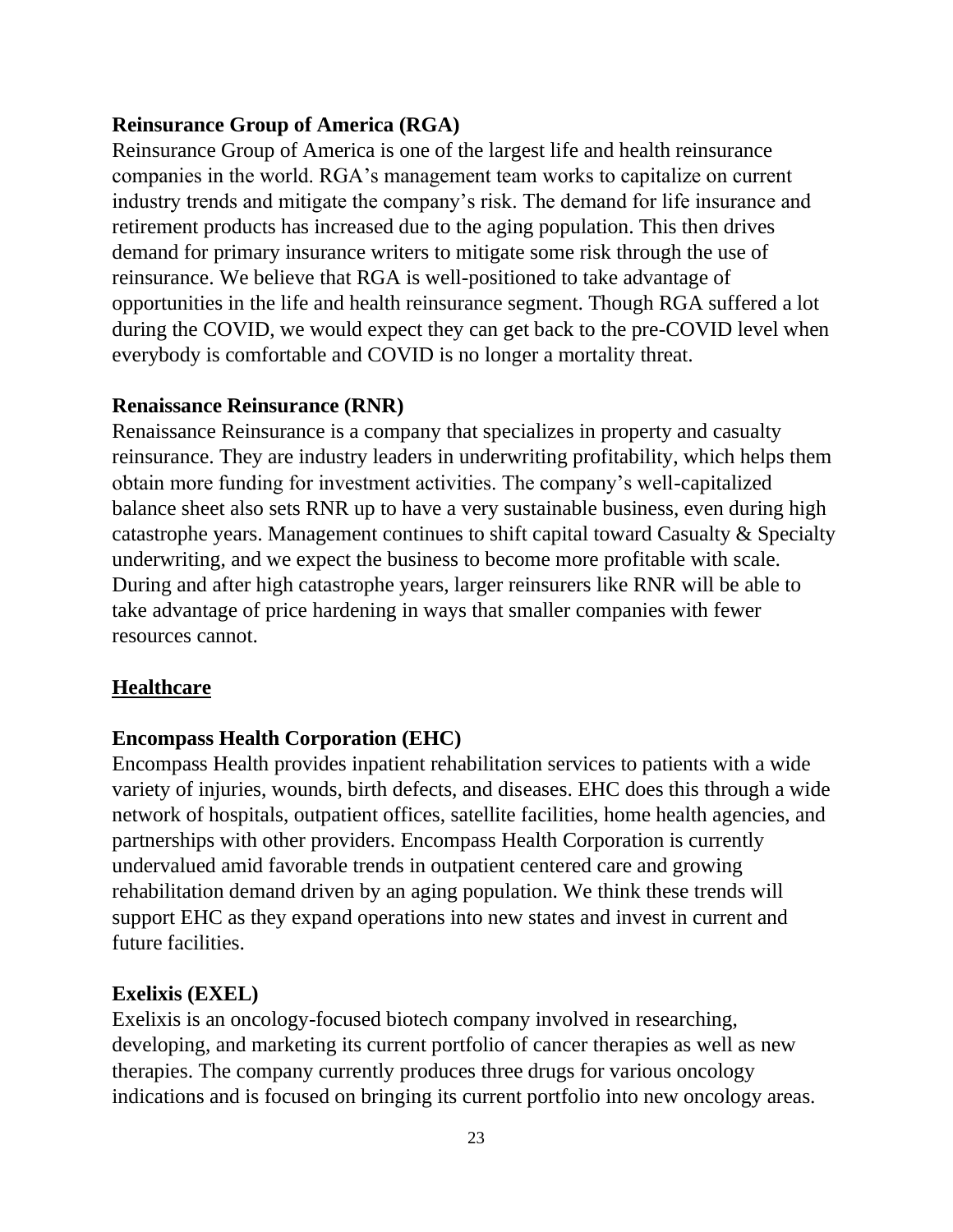**Reinsurance Group of America (RGA)**

Reinsurance Group of America is one of the largest life and health reinsurance companies in the world. RGA's management team works to capitalize on current industry trends and mitigate the company's risk. The demand for life insurance and retirement products has increased due to the aging population. This then drives demand for primary insurance writers to mitigate some risk through the use of reinsurance. We believe that RGA is well-positioned to take advantage of opportunities in the life and health reinsurance segment. Though RGA suffered a lot during the COVID, we would expect they can get back to the pre-COVID level when everybody is comfortable and COVID is no longer a mortality threat.

**Renaissance Reinsurance (RNR)**

Renaissance Reinsurance is a company that specializes in property and casualty reinsurance. They are industry leaders in underwriting profitability, which helps them obtain more funding for investment activities. The company's well-capitalized balance sheet also sets RNR up to have a very sustainable business, even during high catastrophe years. Management continues to shift capital toward Casualty & Specialty underwriting, and we expect the business to become more profitable with scale. During and after high catastrophe years, larger reinsurers like RNR will be able to take advantage of price hardening in ways that smaller companies with fewer resources cannot.

## Healthcare

**Encompass Health Corporation (EHC)**

Encompass Health provides inpatient rehabilitation services to patients with a wide variety of injuries, wounds, birth defects, and diseases. EHC does this through a wide network of hospitals, outpatient offices, satellite facilities, home health agencies, and partnerships with other providers. Encompass Health Corporation is currently undervalued amid favorable trends in outpatient centered care and growing rehabilitation demand driven by an aging population. We think these trends will support EHC as they expand operations into new states and invest in current and future facilities.

**Exelixis (EXEL)**

Exelixis is an oncology-focused biotech company involved in researching, developing, and marketing its current portfolio of cancer therapies as well as new therapies. The company currently produces three drugs for various oncology indications and is focused on bringing its current portfolio into new oncology areas.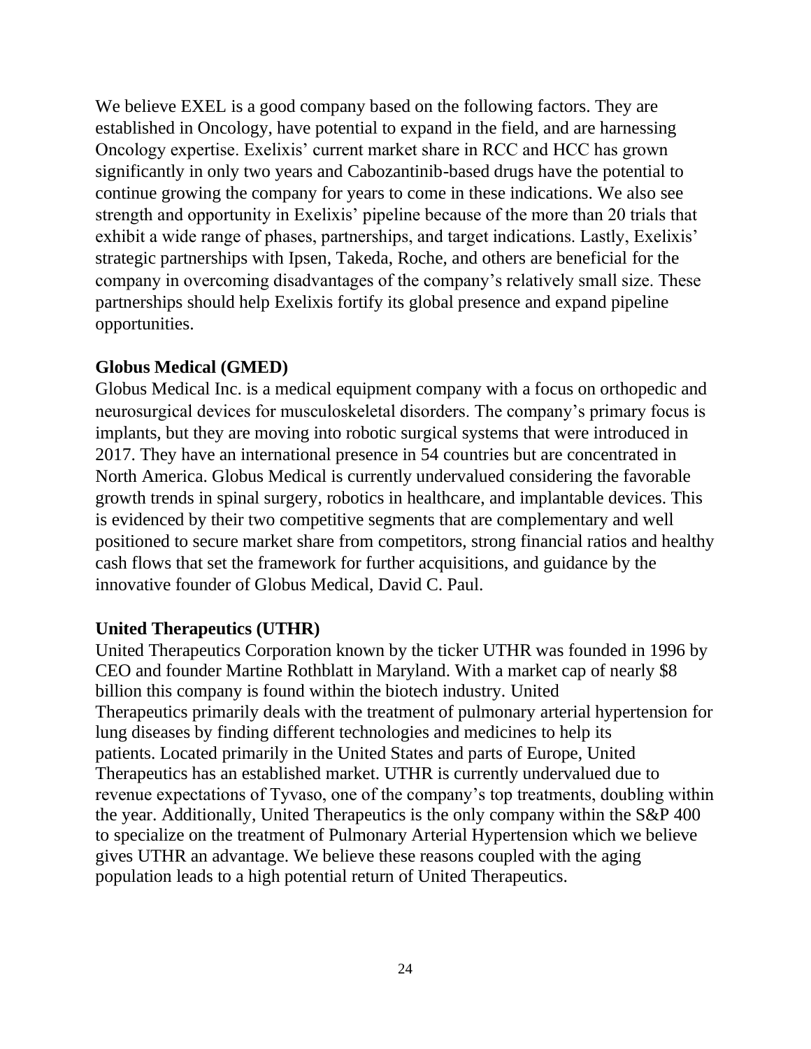We believe EXEL is a good company based on the following factors. They are established in Oncology, have potential to expand in the field, and are harnessing Oncology expertise. Exelixis' current market share in RCC and HCC has grown significantly in only two years and Cabozantinib-based drugs have the potential to continue growing the company for years to come in these indications. We also see strength and opportunity in Exelixis' pipeline because of the more than 20 trials that exhibit a wide range of phases, partnerships, and target indications. Lastly, Exelixis' strategic partnerships with Ipsen, Takeda, Roche, and others are beneficial for the company in overcoming disadvantages of the company's relatively small size. These partnerships should help Exelixis fortify its global presence and expand pipeline opportunities.

**Globus Medical (GMED)**

Globus Medical Inc. is a medical equipment company with a focus on orthopedic and neurosurgical devices for musculoskeletal disorders. The company's primary focus is implants, but they are moving into robotic surgical systems that were introduced in 2017. They have an international presence in 54 countries but are concentrated in North America. Globus Medical is currently undervalued considering the favorable growth trends in spinal surgery, robotics in healthcare, and implantable devices. This is evidenced by their two competitive segments that are complementary and well positioned to secure market share from competitors, strong financial ratios and healthy cash flows that set the framework for further acquisitions, and guidance by the innovative founder of Globus Medical, David C. Paul.

**United Therapeutics (UTHR)**

United Therapeutics Corporation known by the ticker UTHR was founded in 1996 by CEO and founder Martine Rothblatt in Maryland. With a market cap of nearly $8 billion this company is found within the biotech industry. United Therapeutics primarily deals with the treatment of pulmonary arterial hypertension for lung diseases by finding different technologies and medicines to help its patients. Located primarily in the United States and parts of Europe, United Therapeutics has an established market. UTHR is currently undervalued due to revenue expectations of Tyvaso, one of the company's top treatments, doubling within the year. Additionally, United Therapeutics is the only company within the S&P 400 to specialize on the treatment of Pulmonary Arterial Hypertension which we believe gives UTHR an advantage. We believe these reasons coupled with the aging population leads to a high potential return of United Therapeutics.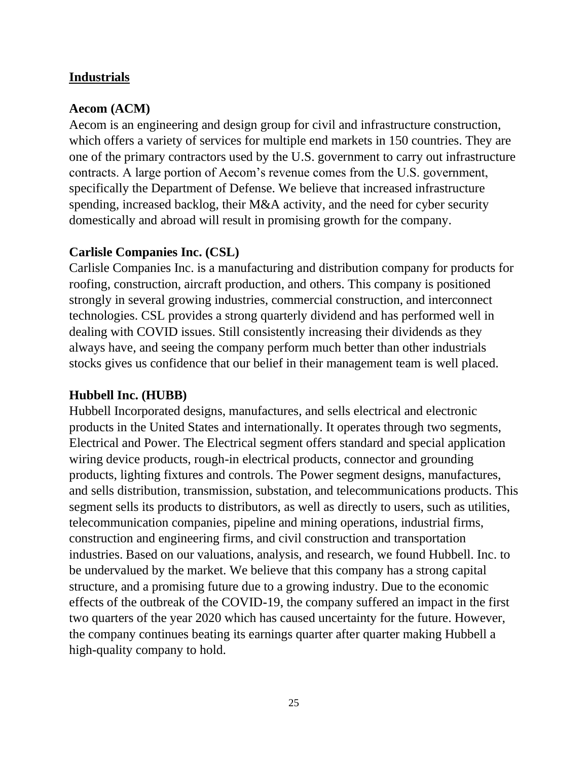## Industrials

### Aecom (ACM)

Aecom is an engineering and design group for civil and infrastructure construction, which offers a variety of services for multiple end markets in 150 countries. They are one of the primary contractors used by the U.S. government to carry out infrastructure contracts. A large portion of Aecom's revenue comes from the U.S. government, specifically the Department of Defense. We believe that increased infrastructure spending, increased backlog, their M&A activity, and the need for cyber security domestically and abroad will result in promising growth for the company.

### Carlisle Companies Inc. (CSL)

Carlisle Companies Inc. is a manufacturing and distribution company for products for roofing, construction, aircraft production, and others. This company is positioned strongly in several growing industries, commercial construction, and interconnect technologies. CSL provides a strong quarterly dividend and has performed well in dealing with COVID issues. Still consistently increasing their dividends as they always have, and seeing the company perform much better than other industrials stocks gives us confidence that our belief in their management team is well placed.

### Hubbell Inc. (HUBB)

Hubbell Incorporated designs, manufactures, and sells electrical and electronic products in the United States and internationally. It operates through two segments, Electrical and Power. The Electrical segment offers standard and special application wiring device products, rough-in electrical products, connector and grounding products, lighting fixtures and controls. The Power segment designs, manufactures, and sells distribution, transmission, substation, and telecommunications products. This segment sells its products to distributors, as well as directly to users, such as utilities, telecommunication companies, pipeline and mining operations, industrial firms, construction and engineering firms, and civil construction and transportation industries. Based on our valuations, analysis, and research, we found Hubbell. Inc. to be undervalued by the market. We believe that this company has a strong capital structure, and a promising future due to a growing industry. Due to the economic effects of the outbreak of the COVID-19, the company suffered an impact in the first two quarters of the year 2020 which has caused uncertainty for the future. However, the company continues beating its earnings quarter after quarter making Hubbell a high-quality company to hold.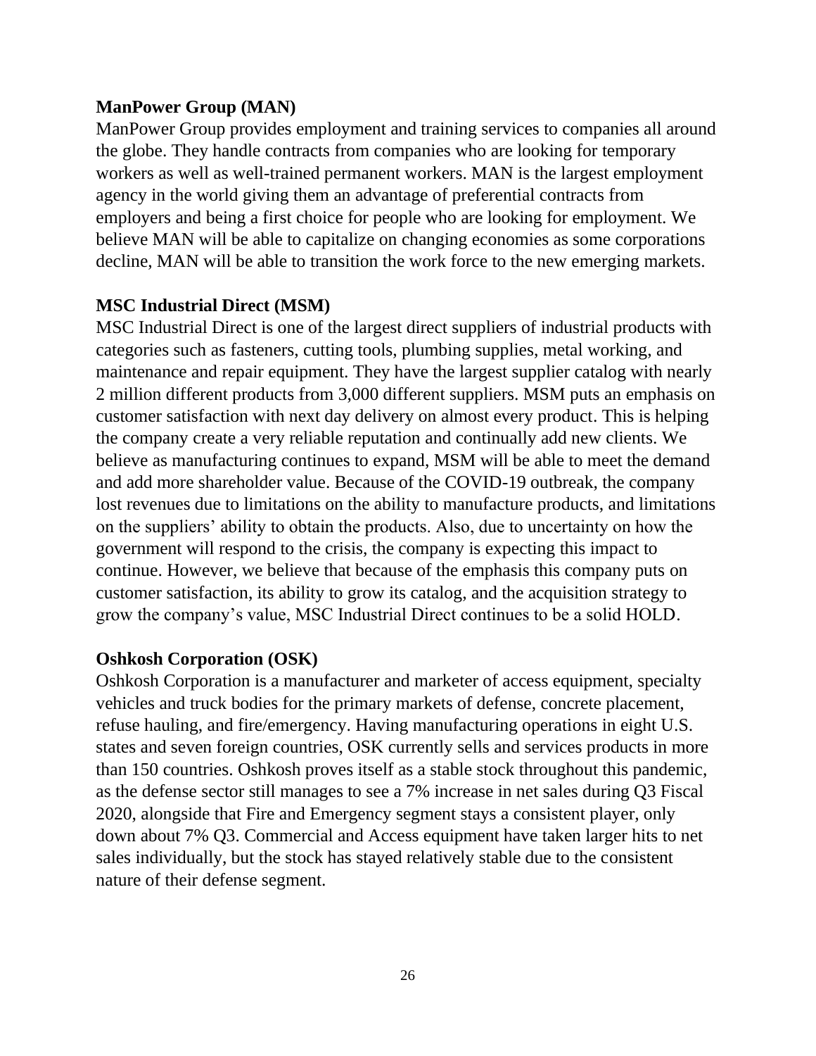**ManPower Group (MAN)**

ManPower Group provides employment and training services to companies all around the globe. They handle contracts from companies who are looking for temporary workers as well as well-trained permanent workers. MAN is the largest employment agency in the world giving them an advantage of preferential contracts from employers and being a first choice for people who are looking for employment. We believe MAN will be able to capitalize on changing economies as some corporations decline, MAN will be able to transition the work force to the new emerging markets.

**MSC Industrial Direct (MSM)**

MSC Industrial Direct is one of the largest direct suppliers of industrial products with categories such as fasteners, cutting tools, plumbing supplies, metal working, and maintenance and repair equipment. They have the largest supplier catalog with nearly 2 million different products from 3,000 different suppliers. MSM puts an emphasis on customer satisfaction with next day delivery on almost every product. This is helping the company create a very reliable reputation and continually add new clients. We believe as manufacturing continues to expand, MSM will be able to meet the demand and add more shareholder value. Because of the COVID-19 outbreak, the company lost revenues due to limitations on the ability to manufacture products, and limitations on the suppliers' ability to obtain the products. Also, due to uncertainty on how the government will respond to the crisis, the company is expecting this impact to continue. However, we believe that because of the emphasis this company puts on customer satisfaction, its ability to grow its catalog, and the acquisition strategy to grow the company's value, MSC Industrial Direct continues to be a solid HOLD.

**Oshkosh Corporation (OSK)**

Oshkosh Corporation is a manufacturer and marketer of access equipment, specialty vehicles and truck bodies for the primary markets of defense, concrete placement, refuse hauling, and fire/emergency. Having manufacturing operations in eight U.S. states and seven foreign countries, OSK currently sells and services products in more than 150 countries. Oshkosh proves itself as a stable stock throughout this pandemic, as the defense sector still manages to see a 7% increase in net sales during Q3 Fiscal 2020, alongside that Fire and Emergency segment stays a consistent player, only down about 7% Q3. Commercial and Access equipment have taken larger hits to net sales individually, but the stock has stayed relatively stable due to the consistent nature of their defense segment.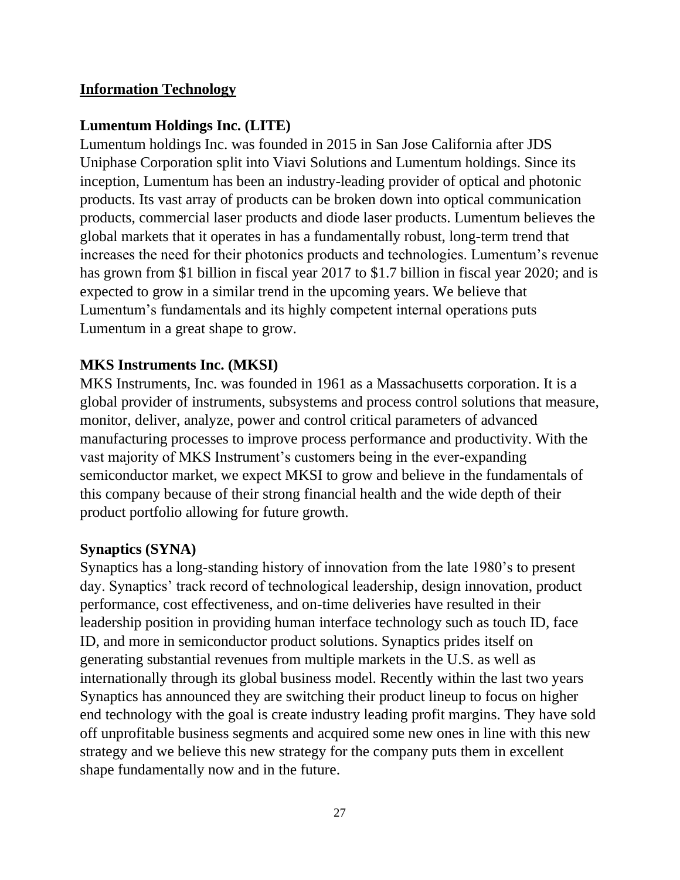## Information Technology

### Lumentum Holdings Inc. (LITE)

Lumentum holdings Inc. was founded in 2015 in San Jose California after JDS Uniphase Corporation split into Viavi Solutions and Lumentum holdings. Since its inception, Lumentum has been an industry-leading provider of optical and photonic products. Its vast array of products can be broken down into optical communication products, commercial laser products and diode laser products. Lumentum believes the global markets that it operates in has a fundamentally robust, long-term trend that increases the need for their photonics products and technologies. Lumentum's revenue has grown from $1 billion in fiscal year 2017 to $1.7 billion in fiscal year 2020; and is expected to grow in a similar trend in the upcoming years. We believe that Lumentum's fundamentals and its highly competent internal operations puts Lumentum in a great shape to grow.

### MKS Instruments Inc. (MKSI)

MKS Instruments, Inc. was founded in 1961 as a Massachusetts corporation. It is a global provider of instruments, subsystems and process control solutions that measure, monitor, deliver, analyze, power and control critical parameters of advanced manufacturing processes to improve process performance and productivity. With the vast majority of MKS Instrument's customers being in the ever-expanding semiconductor market, we expect MKSI to grow and believe in the fundamentals of this company because of their strong financial health and the wide depth of their product portfolio allowing for future growth.

### Synaptics (SYNA)

Synaptics has a long-standing history of innovation from the late 1980's to present day. Synaptics' track record of technological leadership, design innovation, product performance, cost effectiveness, and on-time deliveries have resulted in their leadership position in providing human interface technology such as touch ID, face ID, and more in semiconductor product solutions. Synaptics prides itself on generating substantial revenues from multiple markets in the U.S. as well as internationally through its global business model. Recently within the last two years Synaptics has announced they are switching their product lineup to focus on higher end technology with the goal is create industry leading profit margins. They have sold off unprofitable business segments and acquired some new ones in line with this new strategy and we believe this new strategy for the company puts them in excellent shape fundamentally now and in the future.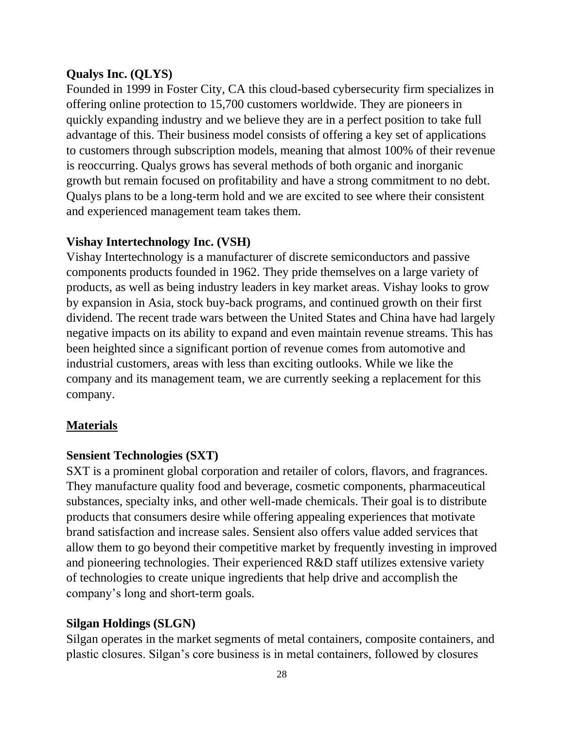**Qualys Inc. (QLYS)**

Founded in 1999 in Foster City, CA this cloud-based cybersecurity firm specializes in offering online protection to 15,700 customers worldwide. They are pioneers in quickly expanding industry and we believe they are in a perfect position to take full advantage of this. Their business model consists of offering a key set of applications to customers through subscription models, meaning that almost 100% of their revenue is reoccurring. Qualys grows has several methods of both organic and inorganic growth but remain focused on profitability and have a strong commitment to no debt. Qualys plans to be a long-term hold and we are excited to see where their consistent and experienced management team takes them.

**Vishay Intertechnology Inc. (VSH)**

Vishay Intertechnology is a manufacturer of discrete semiconductors and passive components products founded in 1962. They pride themselves on a large variety of products, as well as being industry leaders in key market areas. Vishay looks to grow by expansion in Asia, stock buy-back programs, and continued growth on their first dividend. The recent trade wars between the United States and China have had largely negative impacts on its ability to expand and even maintain revenue streams. This has been heighted since a significant portion of revenue comes from automotive and industrial customers, areas with less than exciting outlooks. While we like the company and its management team, we are currently seeking a replacement for this company.

## Materials

**Sensient Technologies (SXT)**

SXT is a prominent global corporation and retailer of colors, flavors, and fragrances. They manufacture quality food and beverage, cosmetic components, pharmaceutical substances, specialty inks, and other well-made chemicals. Their goal is to distribute products that consumers desire while offering appealing experiences that motivate brand satisfaction and increase sales. Sensient also offers value added services that allow them to go beyond their competitive market by frequently investing in improved and pioneering technologies. Their experienced R&D staff utilizes extensive variety of technologies to create unique ingredients that help drive and accomplish the company's long and short-term goals.

**Silgan Holdings (SLGN)**

Silgan operates in the market segments of metal containers, composite containers, and plastic closures. Silgan's core business is in metal containers, followed by closures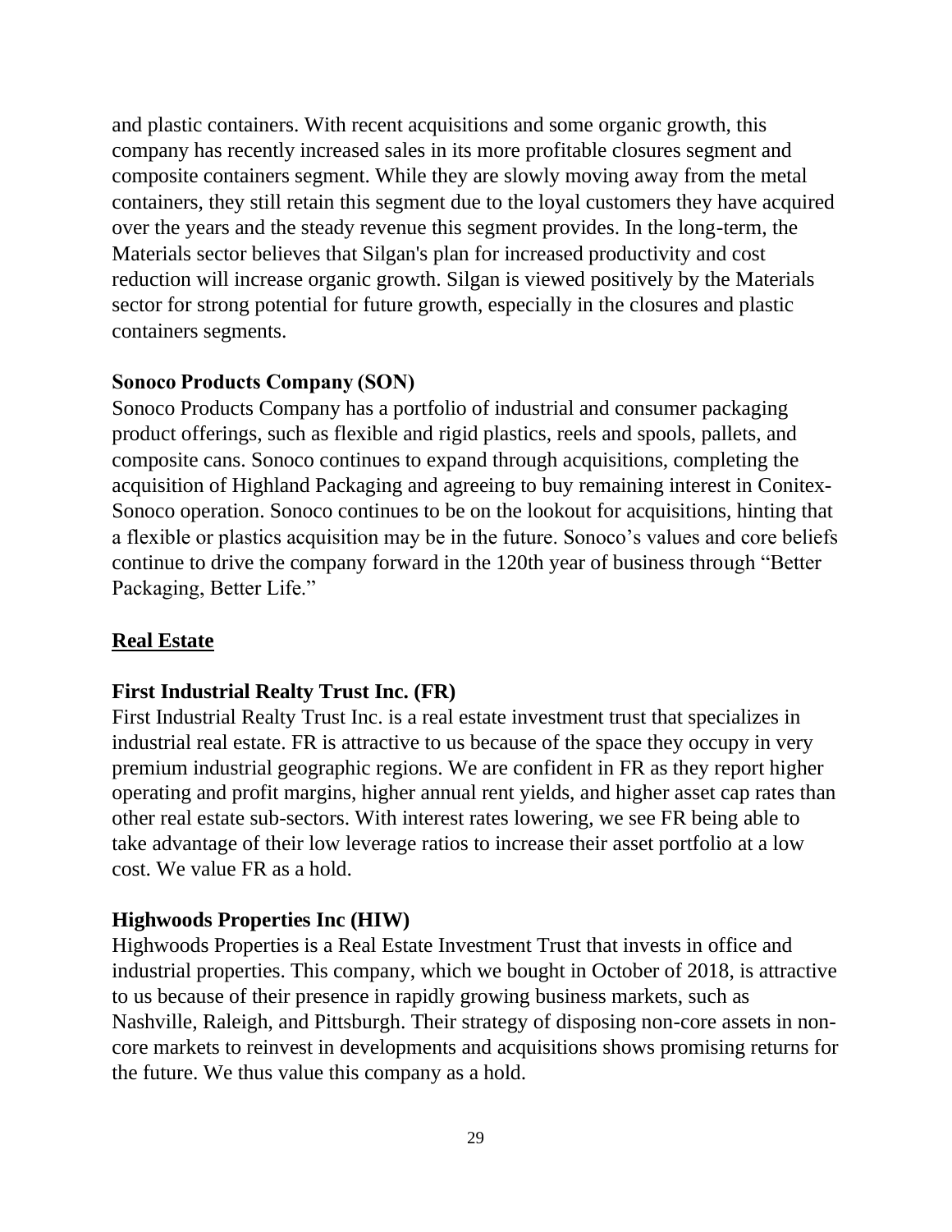and plastic containers. With recent acquisitions and some organic growth, this company has recently increased sales in its more profitable closures segment and composite containers segment. While they are slowly moving away from the metal containers, they still retain this segment due to the loyal customers they have acquired over the years and the steady revenue this segment provides. In the long-term, the Materials sector believes that Silgan's plan for increased productivity and cost reduction will increase organic growth. Silgan is viewed positively by the Materials sector for strong potential for future growth, especially in the closures and plastic containers segments.

**Sonoco Products Company (SON)**

Sonoco Products Company has a portfolio of industrial and consumer packaging product offerings, such as flexible and rigid plastics, reels and spools, pallets, and composite cans. Sonoco continues to expand through acquisitions, completing the acquisition of Highland Packaging and agreeing to buy remaining interest in Conitex-Sonoco operation. Sonoco continues to be on the lookout for acquisitions, hinting that a flexible or plastics acquisition may be in the future. Sonoco's values and core beliefs continue to drive the company forward in the 120th year of business through "Better Packaging, Better Life."

## Real Estate

**First Industrial Realty Trust Inc. (FR)**

First Industrial Realty Trust Inc. is a real estate investment trust that specializes in industrial real estate. FR is attractive to us because of the space they occupy in very premium industrial geographic regions. We are confident in FR as they report higher operating and profit margins, higher annual rent yields, and higher asset cap rates than other real estate sub-sectors. With interest rates lowering, we see FR being able to take advantage of their low leverage ratios to increase their asset portfolio at a low cost. We value FR as a hold.

**Highwoods Properties Inc (HIW)**

Highwoods Properties is a Real Estate Investment Trust that invests in office and industrial properties. This company, which we bought in October of 2018, is attractive to us because of their presence in rapidly growing business markets, such as Nashville, Raleigh, and Pittsburgh. Their strategy of disposing non-core assets in non-core markets to reinvest in developments and acquisitions shows promising returns for the future. We thus value this company as a hold.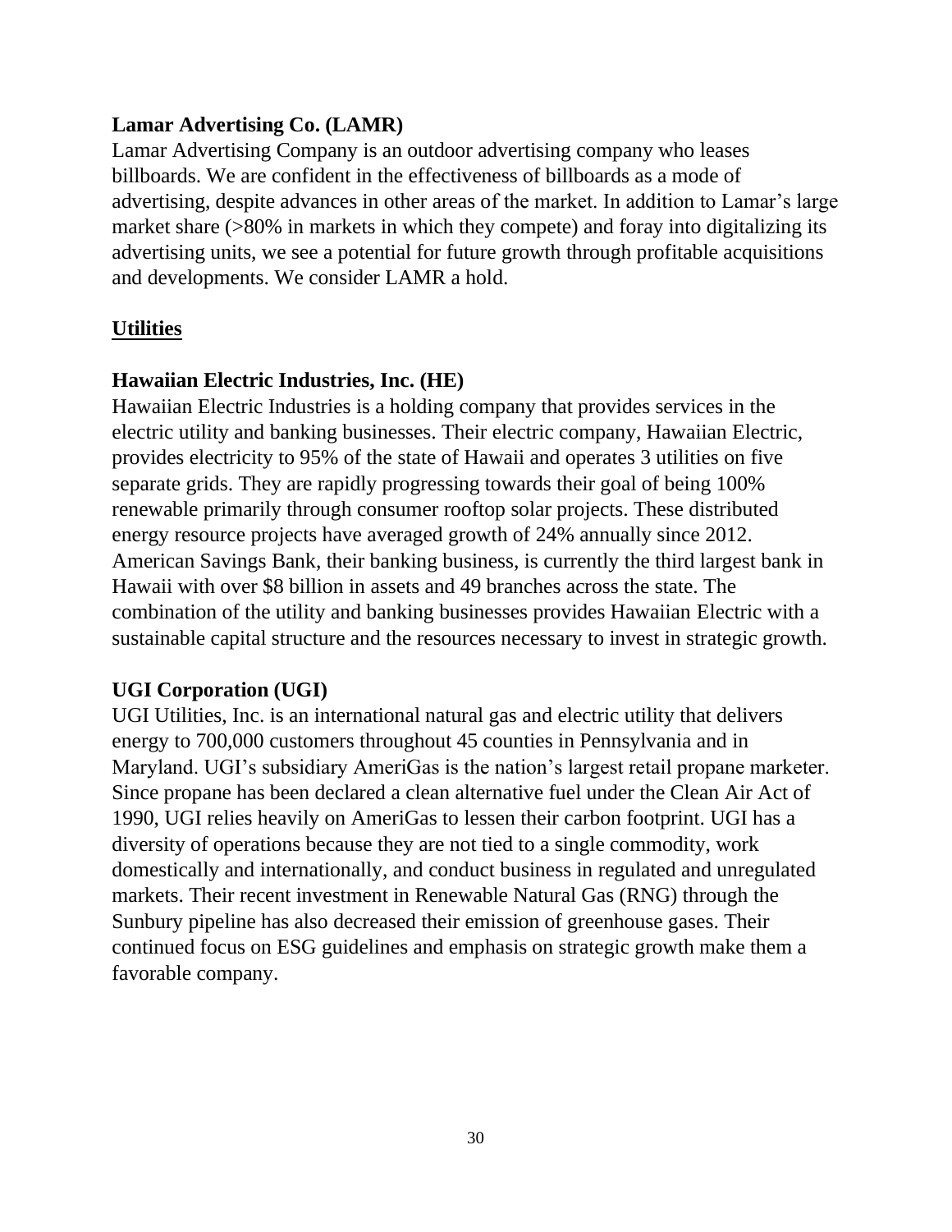### Lamar Advertising Co. (LAMR)

Lamar Advertising Company is an outdoor advertising company who leases billboards. We are confident in the effectiveness of billboards as a mode of advertising, despite advances in other areas of the market. In addition to Lamar's large market share (>80% in markets in which they compete) and foray into digitalizing its advertising units, we see a potential for future growth through profitable acquisitions and developments. We consider LAMR a hold.

## Utilities

### Hawaiian Electric Industries, Inc. (HE)

Hawaiian Electric Industries is a holding company that provides services in the electric utility and banking businesses. Their electric company, Hawaiian Electric, provides electricity to 95% of the state of Hawaii and operates 3 utilities on five separate grids. They are rapidly progressing towards their goal of being 100% renewable primarily through consumer rooftop solar projects. These distributed energy resource projects have averaged growth of 24% annually since 2012. American Savings Bank, their banking business, is currently the third largest bank in Hawaii with over $8 billion in assets and 49 branches across the state. The combination of the utility and banking businesses provides Hawaiian Electric with a sustainable capital structure and the resources necessary to invest in strategic growth.

### UGI Corporation (UGI)

UGI Utilities, Inc. is an international natural gas and electric utility that delivers energy to 700,000 customers throughout 45 counties in Pennsylvania and in Maryland. UGI's subsidiary AmeriGas is the nation's largest retail propane marketer. Since propane has been declared a clean alternative fuel under the Clean Air Act of 1990, UGI relies heavily on AmeriGas to lessen their carbon footprint. UGI has a diversity of operations because they are not tied to a single commodity, work domestically and internationally, and conduct business in regulated and unregulated markets. Their recent investment in Renewable Natural Gas (RNG) through the Sunbury pipeline has also decreased their emission of greenhouse gases. Their continued focus on ESG guidelines and emphasis on strategic growth make them a favorable company.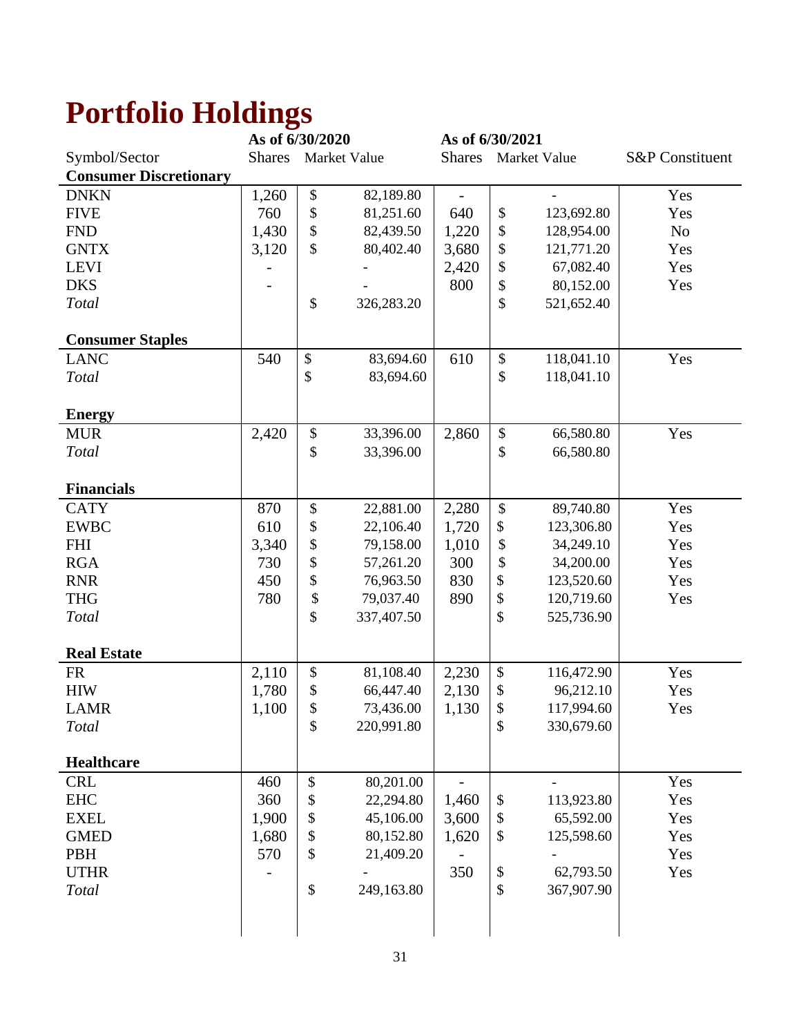# Portfolio Holdings

| Symbol/Sector | As of 6/30/2020 Shares | As of 6/30/2020 Market Value | As of 6/30/2021 Shares | As of 6/30/2021 Market Value | S&P Constituent |
|---|---|---|---|---|---|
| **Consumer Discretionary** | | | | | |
| DNKN | 1,260 | $ 82,189.80 | - | - | Yes |
| FIVE | 760 | $ 81,251.60 | 640 | $ 123,692.80 | Yes |
| FND | 1,430 | $ 82,439.50 | 1,220 | $ 128,954.00 | No |
| GNTX | 3,120 | $ 80,402.40 | 3,680 | $ 121,771.20 | Yes |
| LEVI | - | - | 2,420 | $ 67,082.40 | Yes |
| DKS | - | - | 800 | $ 80,152.00 | Yes |
| *Total* | | $ 326,283.20 | | $ 521,652.40 | |
| **Consumer Staples** | | | | | |
| LANC | 540 | $ 83,694.60 | 610 | $ 118,041.10 | Yes |
| *Total* | | $ 83,694.60 | | $ 118,041.10 | |
| **Energy** | | | | | |
| MUR | 2,420 | $ 33,396.00 | 2,860 | $ 66,580.80 | Yes |
| *Total* | | $ 33,396.00 | | $ 66,580.80 | |
| **Financials** | | | | | |
| CATY | 870 | $ 22,881.00 | 2,280 | $ 89,740.80 | Yes |
| EWBC | 610 | $ 22,106.40 | 1,720 | $ 123,306.80 | Yes |
| FHI | 3,340 | $ 79,158.00 | 1,010 | $ 34,249.10 | Yes |
| RGA | 730 | $ 57,261.20 | 300 | $ 34,200.00 | Yes |
| RNR | 450 | $ 76,963.50 | 830 | $ 123,520.60 | Yes |
| THG | 780 | $ 79,037.40 | 890 | $ 120,719.60 | Yes |
| *Total* | | $ 337,407.50 | | $ 525,736.90 | |
| **Real Estate** | | | | | |
| FR | 2,110 | $ 81,108.40 | 2,230 | $ 116,472.90 | Yes |
| HIW | 1,780 | $ 66,447.40 | 2,130 | $ 96,212.10 | Yes |
| LAMR | 1,100 | $ 73,436.00 | 1,130 | $ 117,994.60 | Yes |
| *Total* | | $ 220,991.80 | | $ 330,679.60 | |
| **Healthcare** | | | | | |
| CRL | 460 | $ 80,201.00 | - | - | Yes |
| EHC | 360 | $ 22,294.80 | 1,460 | $ 113,923.80 | Yes |
| EXEL | 1,900 | $ 45,106.00 | 3,600 | $ 65,592.00 | Yes |
| GMED | 1,680 | $ 80,152.80 | 1,620 | $ 125,598.60 | Yes |
| PBH | 570 | $ 21,409.20 | - | - | Yes |
| UTHR | - | - | 350 | $ 62,793.50 | Yes |
| *Total* | | $ 249,163.80 | | $ 367,907.90 | |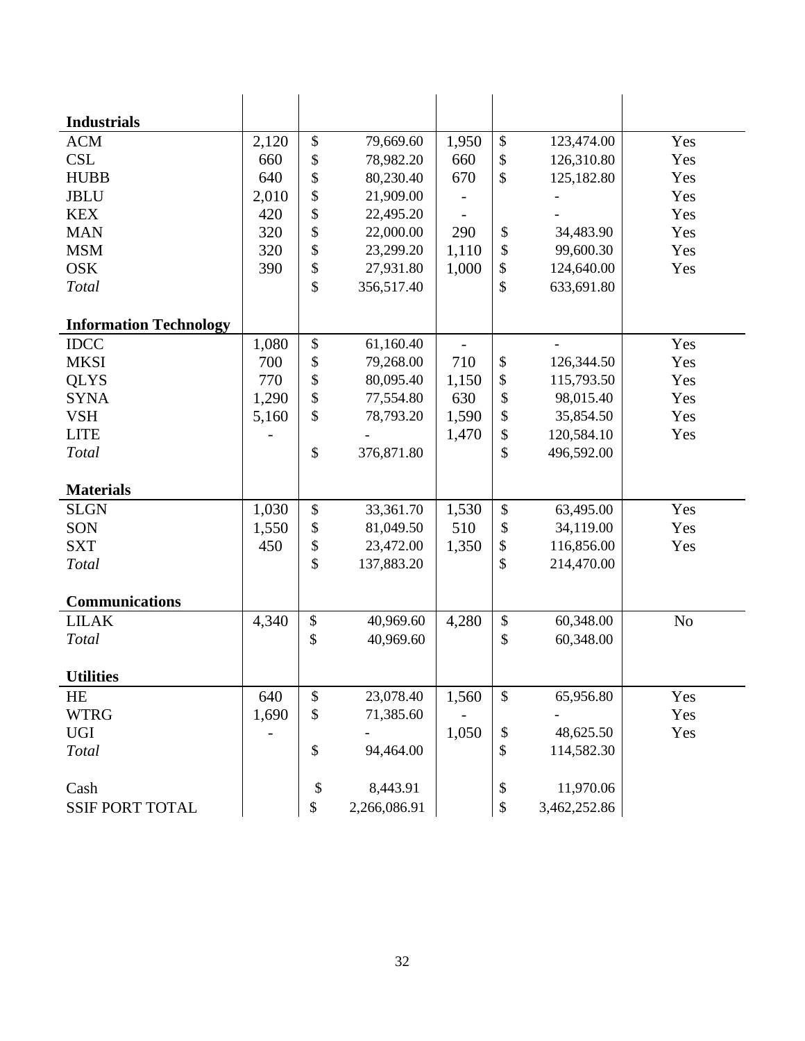| | | | | | |
|---|---|---|---|---|---|
| **Industrials** | | | | | |
| ACM | 2,120 | $ 79,669.60 | 1,950 | $ 123,474.00 | Yes |
| CSL | 660 | $ 78,982.20 | 660 | $ 126,310.80 | Yes |
| HUBB | 640 | $ 80,230.40 | 670 | $ 125,182.80 | Yes |
| JBLU | 2,010 | $ 21,909.00 | - | - | Yes |
| KEX | 420 | $ 22,495.20 | - | - | Yes |
| MAN | 320 | $ 22,000.00 | 290 | $ 34,483.90 | Yes |
| MSM | 320 | $ 23,299.20 | 1,110 | $ 99,600.30 | Yes |
| OSK | 390 | $ 27,931.80 | 1,000 | $ 124,640.00 | Yes |
| *Total* | | $ 356,517.40 | | $ 633,691.80 | |
| | | | | | |
| **Information Technology** | | | | | |
| IDCC | 1,080 | $ 61,160.40 | - | - | Yes |
| MKSI | 700 | $ 79,268.00 | 710 | $ 126,344.50 | Yes |
| QLYS | 770 | $ 80,095.40 | 1,150 | $ 115,793.50 | Yes |
| SYNA | 1,290 | $ 77,554.80 | 630 | $ 98,015.40 | Yes |
| VSH | 5,160 | $ 78,793.20 | 1,590 | $ 35,854.50 | Yes |
| LITE | - | - | 1,470 | $ 120,584.10 | Yes |
| *Total* | | $ 376,871.80 | | $ 496,592.00 | |
| | | | | | |
| **Materials** | | | | | |
| SLGN | 1,030 | $ 33,361.70 | 1,530 | $ 63,495.00 | Yes |
| SON | 1,550 | $ 81,049.50 | 510 | $ 34,119.00 | Yes |
| SXT | 450 | $ 23,472.00 | 1,350 | $ 116,856.00 | Yes |
| *Total* | | $ 137,883.20 | | $ 214,470.00 | |
| | | | | | |
| **Communications** | | | | | |
| LILAK | 4,340 | $ 40,969.60 | 4,280 | $ 60,348.00 | No |
| *Total* | | $ 40,969.60 | | $ 60,348.00 | |
| | | | | | |
| **Utilities** | | | | | |
| HE | 640 | $ 23,078.40 | 1,560 | $ 65,956.80 | Yes |
| WTRG | 1,690 | $ 71,385.60 | - | - | Yes |
| UGI | - | - | 1,050 | $ 48,625.50 | Yes |
| *Total* | | $ 94,464.00 | | $ 114,582.30 | |
| | | | | | |
| Cash | | $ 8,443.91 | | $ 11,970.06 | |
| SSIF PORT TOTAL | | $ 2,266,086.91 | | $ 3,462,252.86 | |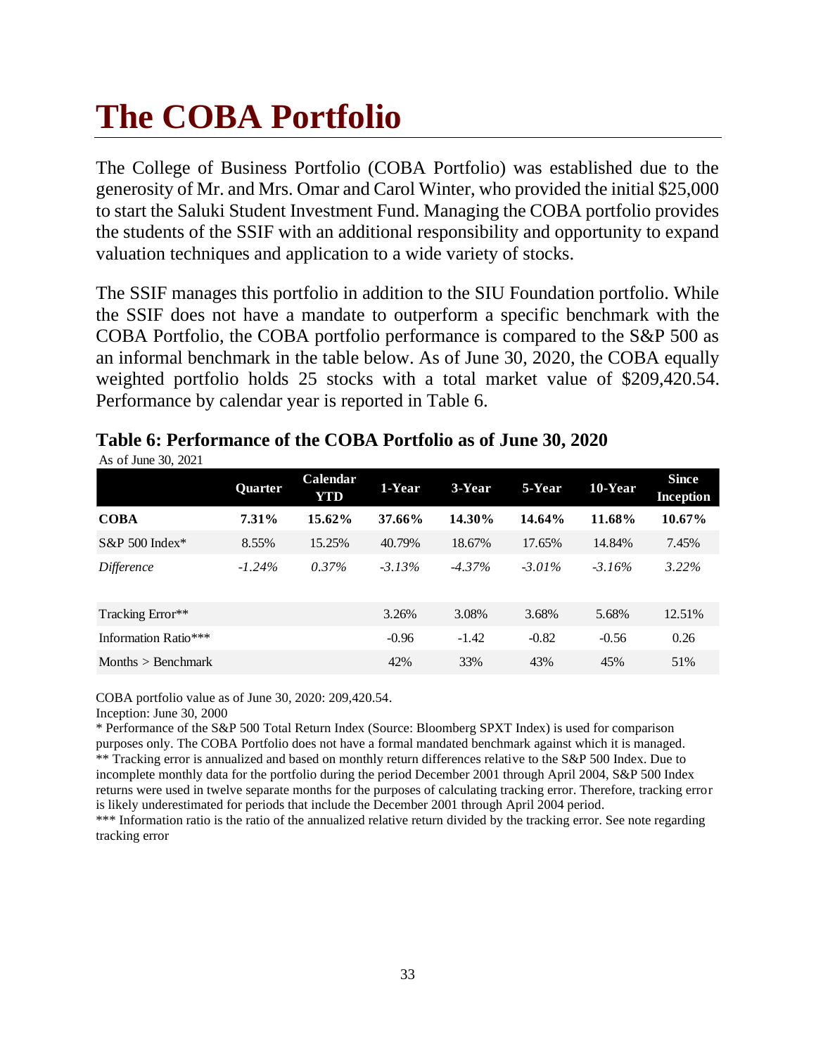# The COBA Portfolio

The College of Business Portfolio (COBA Portfolio) was established due to the generosity of Mr. and Mrs. Omar and Carol Winter, who provided the initial $25,000 to start the Saluki Student Investment Fund. Managing the COBA portfolio provides the students of the SSIF with an additional responsibility and opportunity to expand valuation techniques and application to a wide variety of stocks.

The SSIF manages this portfolio in addition to the SIU Foundation portfolio. While the SSIF does not have a mandate to outperform a specific benchmark with the COBA Portfolio, the COBA portfolio performance is compared to the S&P 500 as an informal benchmark in the table below. As of June 30, 2020, the COBA equally weighted portfolio holds 25 stocks with a total market value of $209,420.54. Performance by calendar year is reported in Table 6.

**Table 6: Performance of the COBA Portfolio as of June 30, 2020**

As of June 30, 2021

| | Quarter | Calendar YTD | 1-Year | 3-Year | 5-Year | 10-Year | Since Inception |
|---|---|---|---|---|---|---|---|
| **COBA** | **7.31%** | **15.62%** | **37.66%** | **14.30%** | **14.64%** | **11.68%** | **10.67%** |
| S&P 500 Index* | 8.55% | 15.25% | 40.79% | 18.67% | 17.65% | 14.84% | 7.45% |
| *Difference* | *-1.24%* | *0.37%* | *-3.13%* | *-4.37%* | *-3.01%* | *-3.16%* | *3.22%* |
| | | | | | | | |
| Tracking Error** | | | 3.26% | 3.08% | 3.68% | 5.68% | 12.51% |
| Information Ratio*** | | | -0.96 | -1.42 | -0.82 | -0.56 | 0.26 |
| Months > Benchmark | | | 42% | 33% | 43% | 45% | 51% |

COBA portfolio value as of June 30, 2020: 209,420.54.

Inception: June 30, 2000

* Performance of the S&P 500 Total Return Index (Source: Bloomberg SPXT Index) is used for comparison purposes only. The COBA Portfolio does not have a formal mandated benchmark against which it is managed.

** Tracking error is annualized and based on monthly return differences relative to the S&P 500 Index. Due to incomplete monthly data for the portfolio during the period December 2001 through April 2004, S&P 500 Index returns were used in twelve separate months for the purposes of calculating tracking error. Therefore, tracking error is likely underestimated for periods that include the December 2001 through April 2004 period.

*** Information ratio is the ratio of the annualized relative return divided by the tracking error. See note regarding tracking error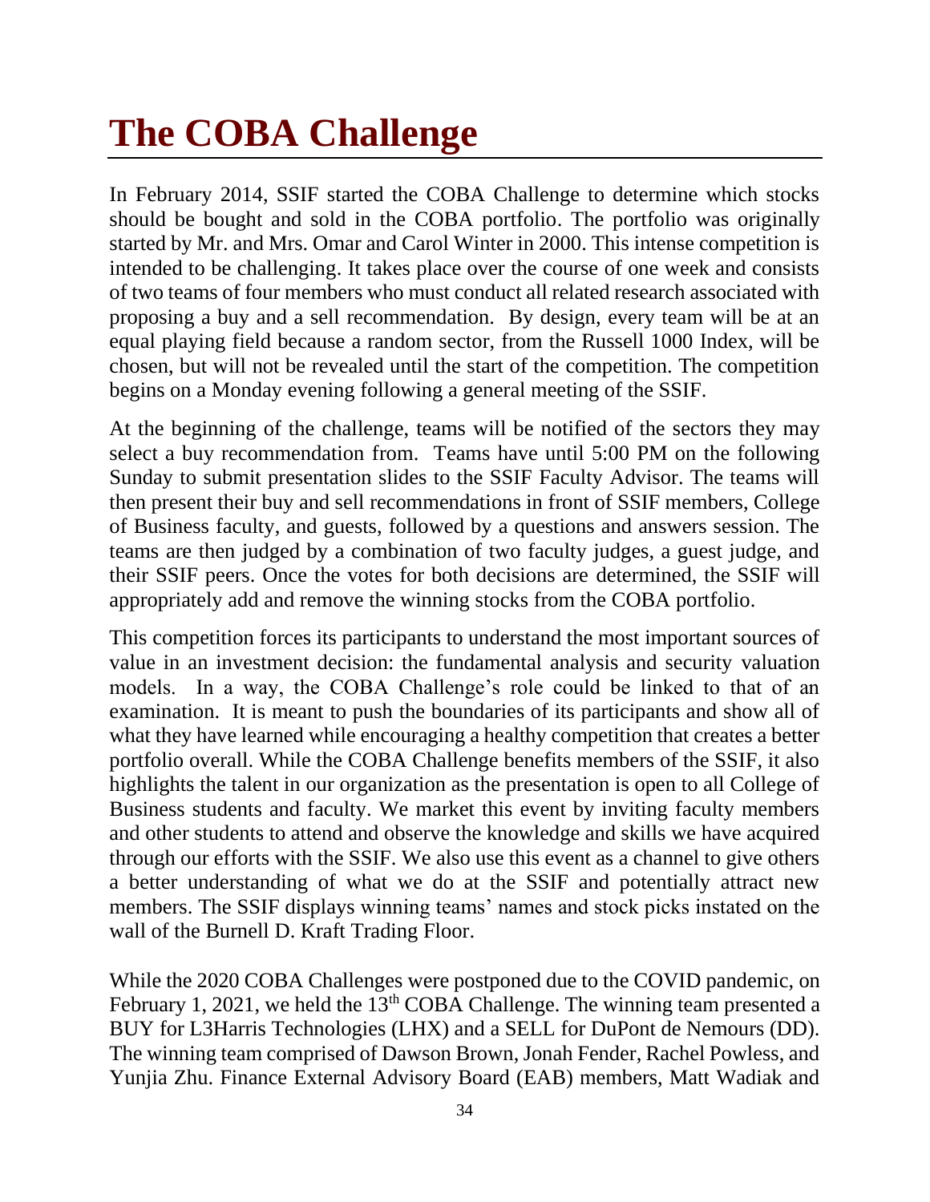# The COBA Challenge

In February 2014, SSIF started the COBA Challenge to determine which stocks should be bought and sold in the COBA portfolio. The portfolio was originally started by Mr. and Mrs. Omar and Carol Winter in 2000. This intense competition is intended to be challenging. It takes place over the course of one week and consists of two teams of four members who must conduct all related research associated with proposing a buy and a sell recommendation. By design, every team will be at an equal playing field because a random sector, from the Russell 1000 Index, will be chosen, but will not be revealed until the start of the competition. The competition begins on a Monday evening following a general meeting of the SSIF.

At the beginning of the challenge, teams will be notified of the sectors they may select a buy recommendation from. Teams have until 5:00 PM on the following Sunday to submit presentation slides to the SSIF Faculty Advisor. The teams will then present their buy and sell recommendations in front of SSIF members, College of Business faculty, and guests, followed by a questions and answers session. The teams are then judged by a combination of two faculty judges, a guest judge, and their SSIF peers. Once the votes for both decisions are determined, the SSIF will appropriately add and remove the winning stocks from the COBA portfolio.

This competition forces its participants to understand the most important sources of value in an investment decision: the fundamental analysis and security valuation models. In a way, the COBA Challenge's role could be linked to that of an examination. It is meant to push the boundaries of its participants and show all of what they have learned while encouraging a healthy competition that creates a better portfolio overall. While the COBA Challenge benefits members of the SSIF, it also highlights the talent in our organization as the presentation is open to all College of Business students and faculty. We market this event by inviting faculty members and other students to attend and observe the knowledge and skills we have acquired through our efforts with the SSIF. We also use this event as a channel to give others a better understanding of what we do at the SSIF and potentially attract new members. The SSIF displays winning teams' names and stock picks instated on the wall of the Burnell D. Kraft Trading Floor.

While the 2020 COBA Challenges were postponed due to the COVID pandemic, on February 1, 2021, we held the 13th COBA Challenge. The winning team presented a BUY for L3Harris Technologies (LHX) and a SELL for DuPont de Nemours (DD). The winning team comprised of Dawson Brown, Jonah Fender, Rachel Powless, and Yunjia Zhu. Finance External Advisory Board (EAB) members, Matt Wadiak and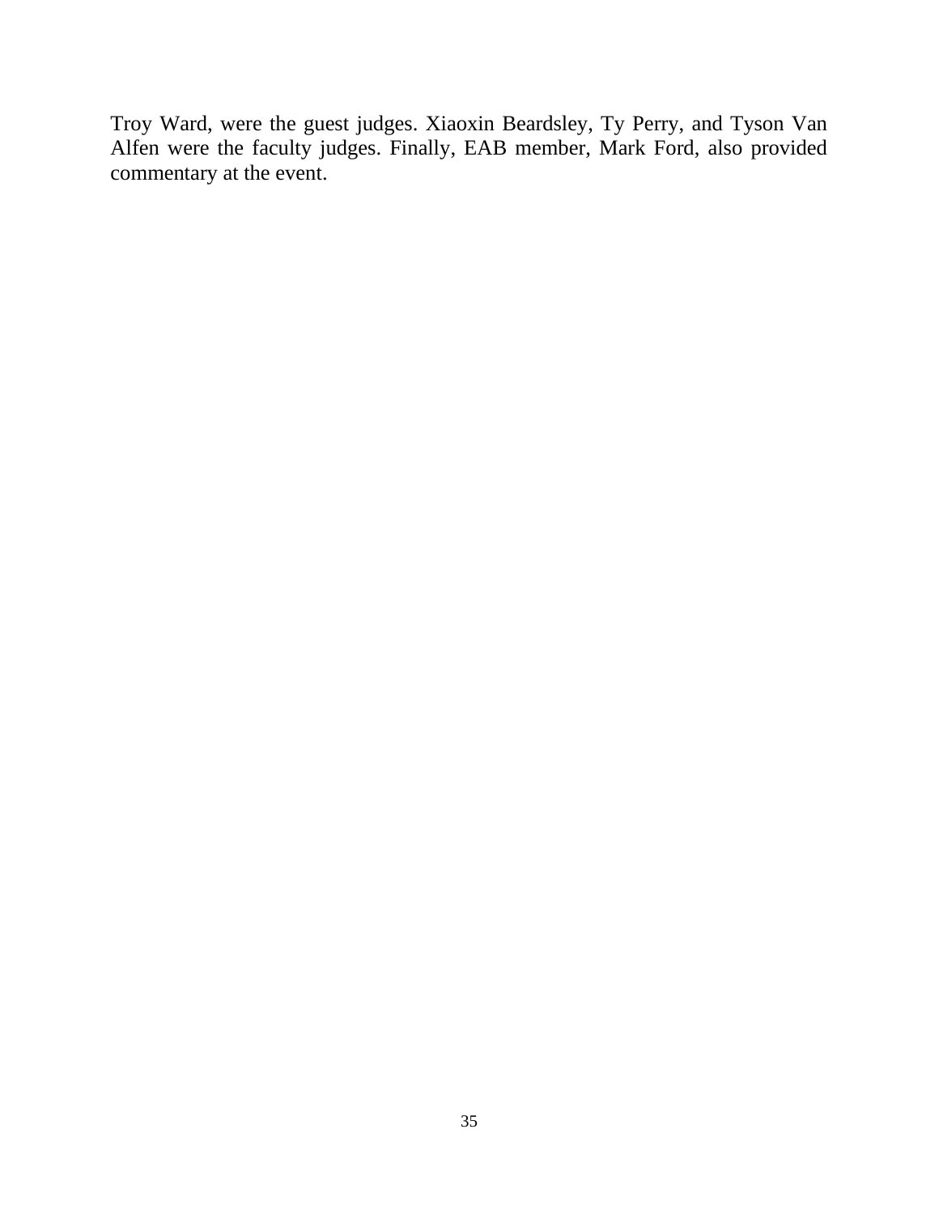Troy Ward, were the guest judges. Xiaoxin Beardsley, Ty Perry, and Tyson Van Alfen were the faculty judges. Finally, EAB member, Mark Ford, also provided commentary at the event.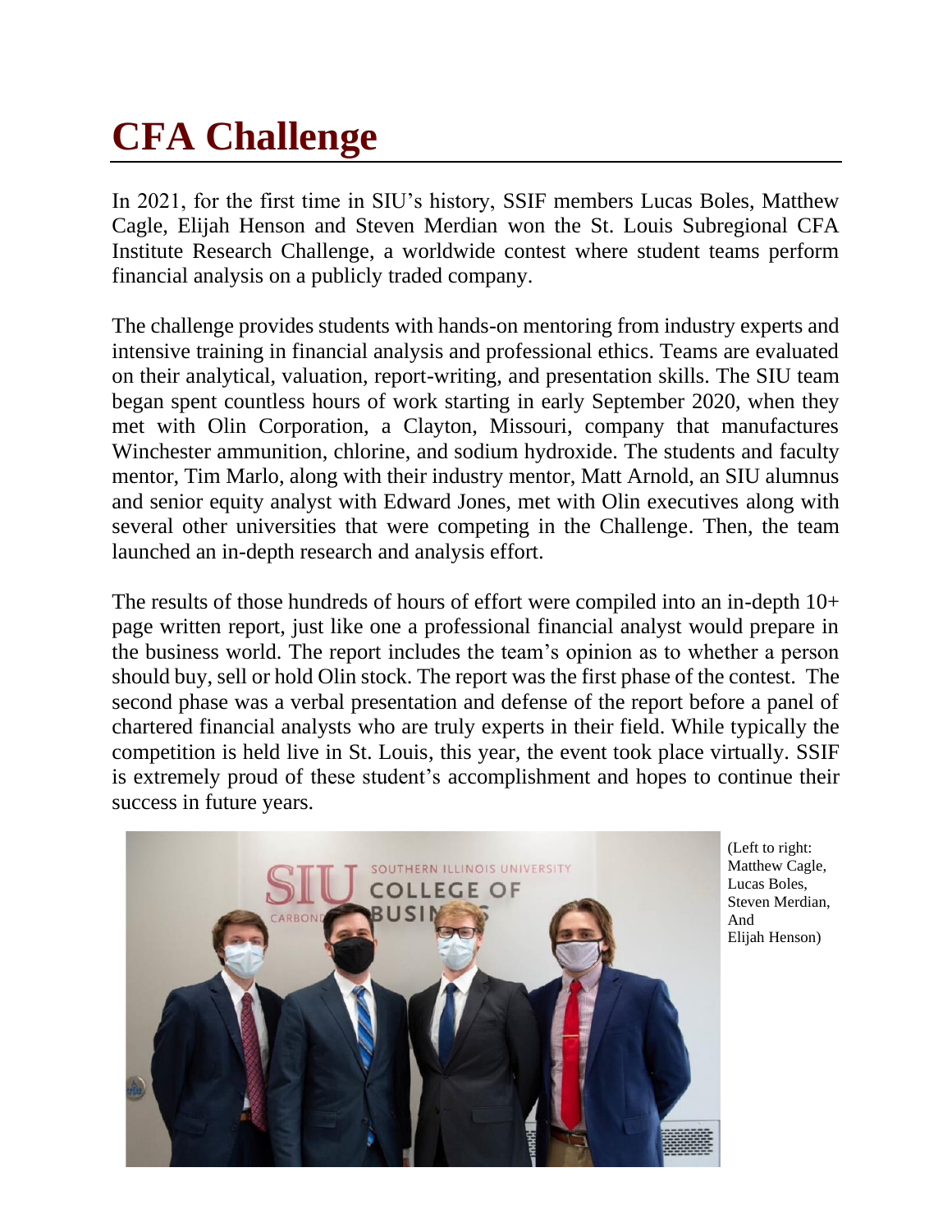# CFA Challenge

In 2021, for the first time in SIU's history, SSIF members Lucas Boles, Matthew Cagle, Elijah Henson and Steven Merdian won the St. Louis Subregional CFA Institute Research Challenge, a worldwide contest where student teams perform financial analysis on a publicly traded company.

The challenge provides students with hands-on mentoring from industry experts and intensive training in financial analysis and professional ethics. Teams are evaluated on their analytical, valuation, report-writing, and presentation skills. The SIU team began spent countless hours of work starting in early September 2020, when they met with Olin Corporation, a Clayton, Missouri, company that manufactures Winchester ammunition, chlorine, and sodium hydroxide. The students and faculty mentor, Tim Marlo, along with their industry mentor, Matt Arnold, an SIU alumnus and senior equity analyst with Edward Jones, met with Olin executives along with several other universities that were competing in the Challenge. Then, the team launched an in-depth research and analysis effort.

The results of those hundreds of hours of effort were compiled into an in-depth 10+ page written report, just like one a professional financial analyst would prepare in the business world. The report includes the team's opinion as to whether a person should buy, sell or hold Olin stock. The report was the first phase of the contest. The second phase was a verbal presentation and defense of the report before a panel of chartered financial analysts who are truly experts in their field. While typically the competition is held live in St. Louis, this year, the event took place virtually. SSIF is extremely proud of these student's accomplishment and hopes to continue their success in future years.

(Left to right: Matthew Cagle, Lucas Boles, Steven Merdian, And Elijah Henson)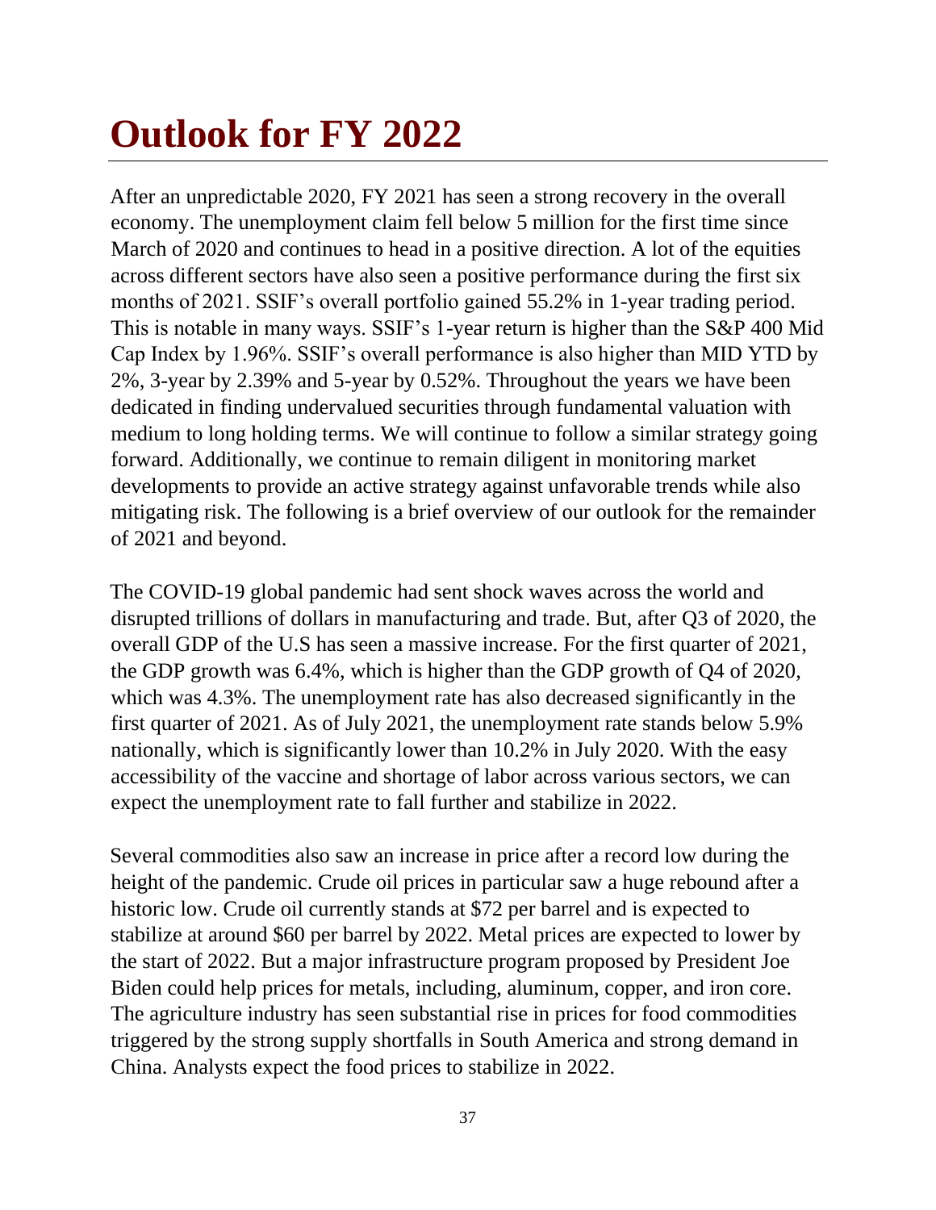# Outlook for FY 2022

After an unpredictable 2020, FY 2021 has seen a strong recovery in the overall economy. The unemployment claim fell below 5 million for the first time since March of 2020 and continues to head in a positive direction. A lot of the equities across different sectors have also seen a positive performance during the first six months of 2021. SSIF's overall portfolio gained 55.2% in 1-year trading period. This is notable in many ways. SSIF's 1-year return is higher than the S&P 400 Mid Cap Index by 1.96%. SSIF's overall performance is also higher than MID YTD by 2%, 3-year by 2.39% and 5-year by 0.52%. Throughout the years we have been dedicated in finding undervalued securities through fundamental valuation with medium to long holding terms. We will continue to follow a similar strategy going forward. Additionally, we continue to remain diligent in monitoring market developments to provide an active strategy against unfavorable trends while also mitigating risk. The following is a brief overview of our outlook for the remainder of 2021 and beyond.

The COVID-19 global pandemic had sent shock waves across the world and disrupted trillions of dollars in manufacturing and trade. But, after Q3 of 2020, the overall GDP of the U.S has seen a massive increase. For the first quarter of 2021, the GDP growth was 6.4%, which is higher than the GDP growth of Q4 of 2020, which was 4.3%. The unemployment rate has also decreased significantly in the first quarter of 2021. As of July 2021, the unemployment rate stands below 5.9% nationally, which is significantly lower than 10.2% in July 2020. With the easy accessibility of the vaccine and shortage of labor across various sectors, we can expect the unemployment rate to fall further and stabilize in 2022.

Several commodities also saw an increase in price after a record low during the height of the pandemic. Crude oil prices in particular saw a huge rebound after a historic low. Crude oil currently stands at $72 per barrel and is expected to stabilize at around $60 per barrel by 2022. Metal prices are expected to lower by the start of 2022. But a major infrastructure program proposed by President Joe Biden could help prices for metals, including, aluminum, copper, and iron core. The agriculture industry has seen substantial rise in prices for food commodities triggered by the strong supply shortfalls in South America and strong demand in China. Analysts expect the food prices to stabilize in 2022.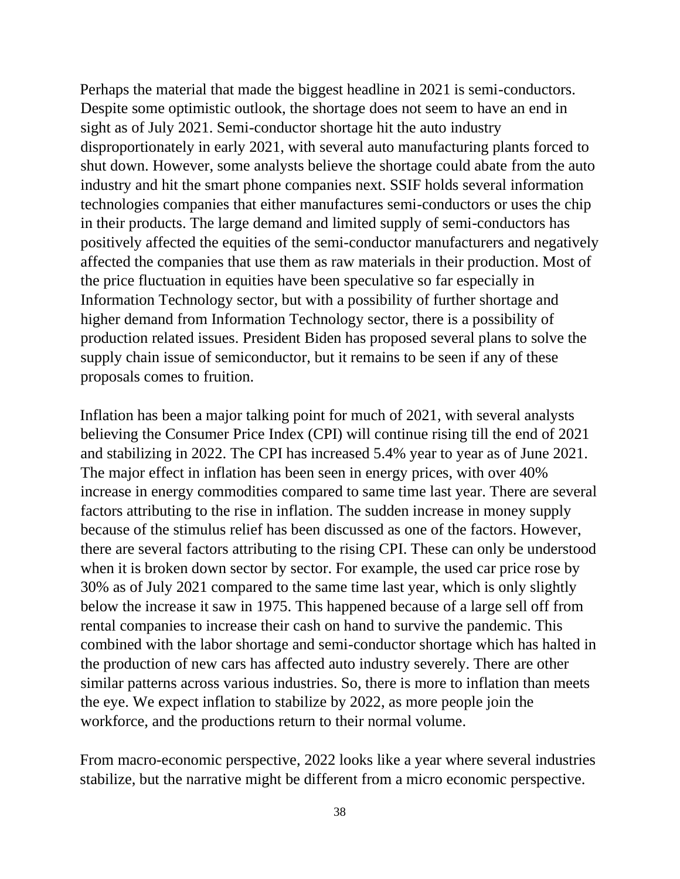Perhaps the material that made the biggest headline in 2021 is semi-conductors. Despite some optimistic outlook, the shortage does not seem to have an end in sight as of July 2021. Semi-conductor shortage hit the auto industry disproportionately in early 2021, with several auto manufacturing plants forced to shut down. However, some analysts believe the shortage could abate from the auto industry and hit the smart phone companies next. SSIF holds several information technologies companies that either manufactures semi-conductors or uses the chip in their products. The large demand and limited supply of semi-conductors has positively affected the equities of the semi-conductor manufacturers and negatively affected the companies that use them as raw materials in their production. Most of the price fluctuation in equities have been speculative so far especially in Information Technology sector, but with a possibility of further shortage and higher demand from Information Technology sector, there is a possibility of production related issues. President Biden has proposed several plans to solve the supply chain issue of semiconductor, but it remains to be seen if any of these proposals comes to fruition.

Inflation has been a major talking point for much of 2021, with several analysts believing the Consumer Price Index (CPI) will continue rising till the end of 2021 and stabilizing in 2022. The CPI has increased 5.4% year to year as of June 2021. The major effect in inflation has been seen in energy prices, with over 40% increase in energy commodities compared to same time last year. There are several factors attributing to the rise in inflation. The sudden increase in money supply because of the stimulus relief has been discussed as one of the factors. However, there are several factors attributing to the rising CPI. These can only be understood when it is broken down sector by sector. For example, the used car price rose by 30% as of July 2021 compared to the same time last year, which is only slightly below the increase it saw in 1975. This happened because of a large sell off from rental companies to increase their cash on hand to survive the pandemic. This combined with the labor shortage and semi-conductor shortage which has halted in the production of new cars has affected auto industry severely. There are other similar patterns across various industries. So, there is more to inflation than meets the eye. We expect inflation to stabilize by 2022, as more people join the workforce, and the productions return to their normal volume.

From macro-economic perspective, 2022 looks like a year where several industries stabilize, but the narrative might be different from a micro economic perspective.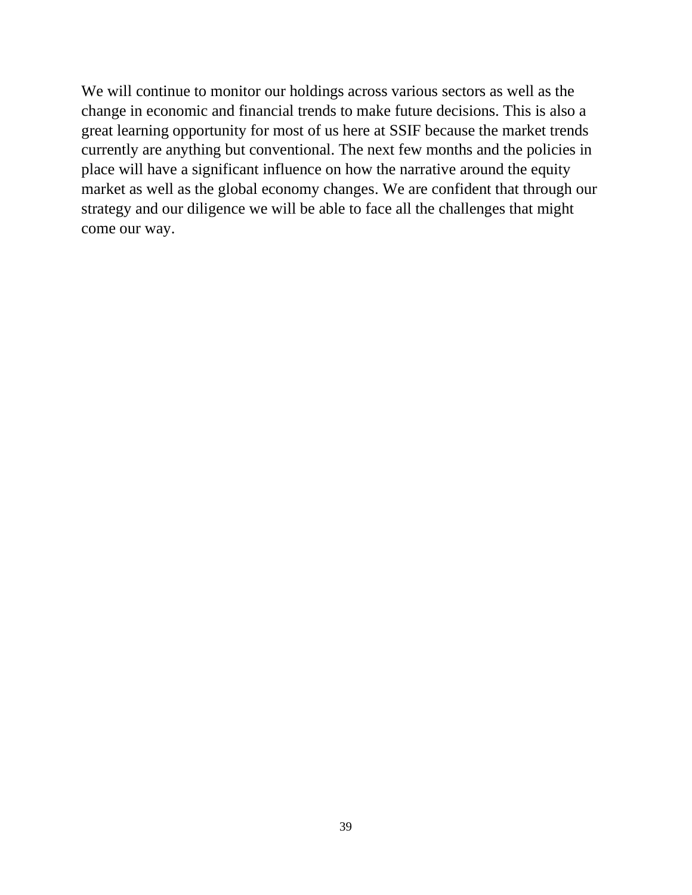We will continue to monitor our holdings across various sectors as well as the change in economic and financial trends to make future decisions. This is also a great learning opportunity for most of us here at SSIF because the market trends currently are anything but conventional. The next few months and the policies in place will have a significant influence on how the narrative around the equity market as well as the global economy changes. We are confident that through our strategy and our diligence we will be able to face all the challenges that might come our way.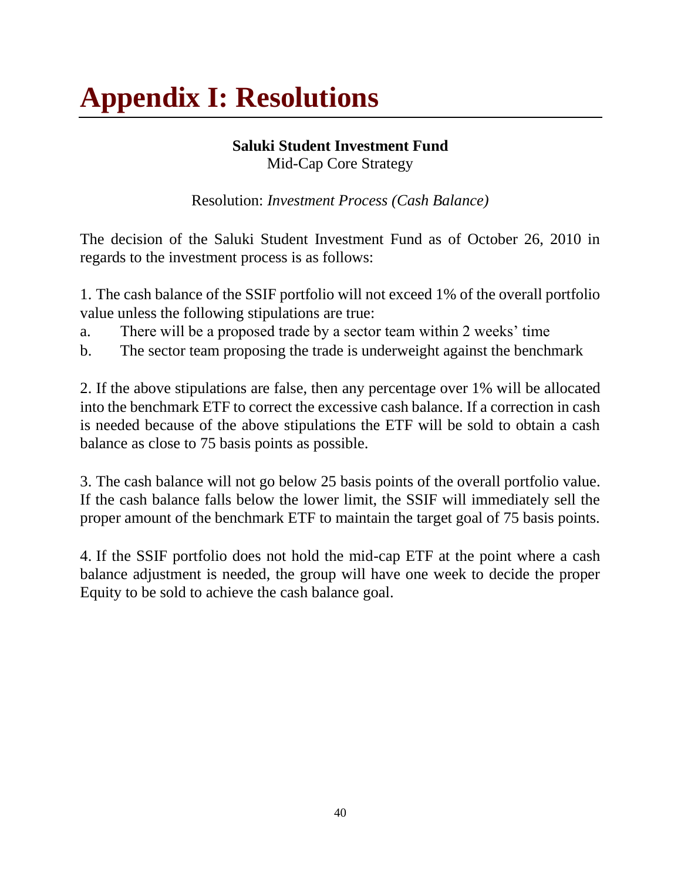# Appendix I: Resolutions

**Saluki Student Investment Fund**

Mid-Cap Core Strategy

Resolution: *Investment Process (Cash Balance)*

The decision of the Saluki Student Investment Fund as of October 26, 2010 in regards to the investment process is as follows:

1. The cash balance of the SSIF portfolio will not exceed 1% of the overall portfolio value unless the following stipulations are true:

a. There will be a proposed trade by a sector team within 2 weeks' time

b. The sector team proposing the trade is underweight against the benchmark

2. If the above stipulations are false, then any percentage over 1% will be allocated into the benchmark ETF to correct the excessive cash balance. If a correction in cash is needed because of the above stipulations the ETF will be sold to obtain a cash balance as close to 75 basis points as possible.

3. The cash balance will not go below 25 basis points of the overall portfolio value. If the cash balance falls below the lower limit, the SSIF will immediately sell the proper amount of the benchmark ETF to maintain the target goal of 75 basis points.

4. If the SSIF portfolio does not hold the mid-cap ETF at the point where a cash balance adjustment is needed, the group will have one week to decide the proper Equity to be sold to achieve the cash balance goal.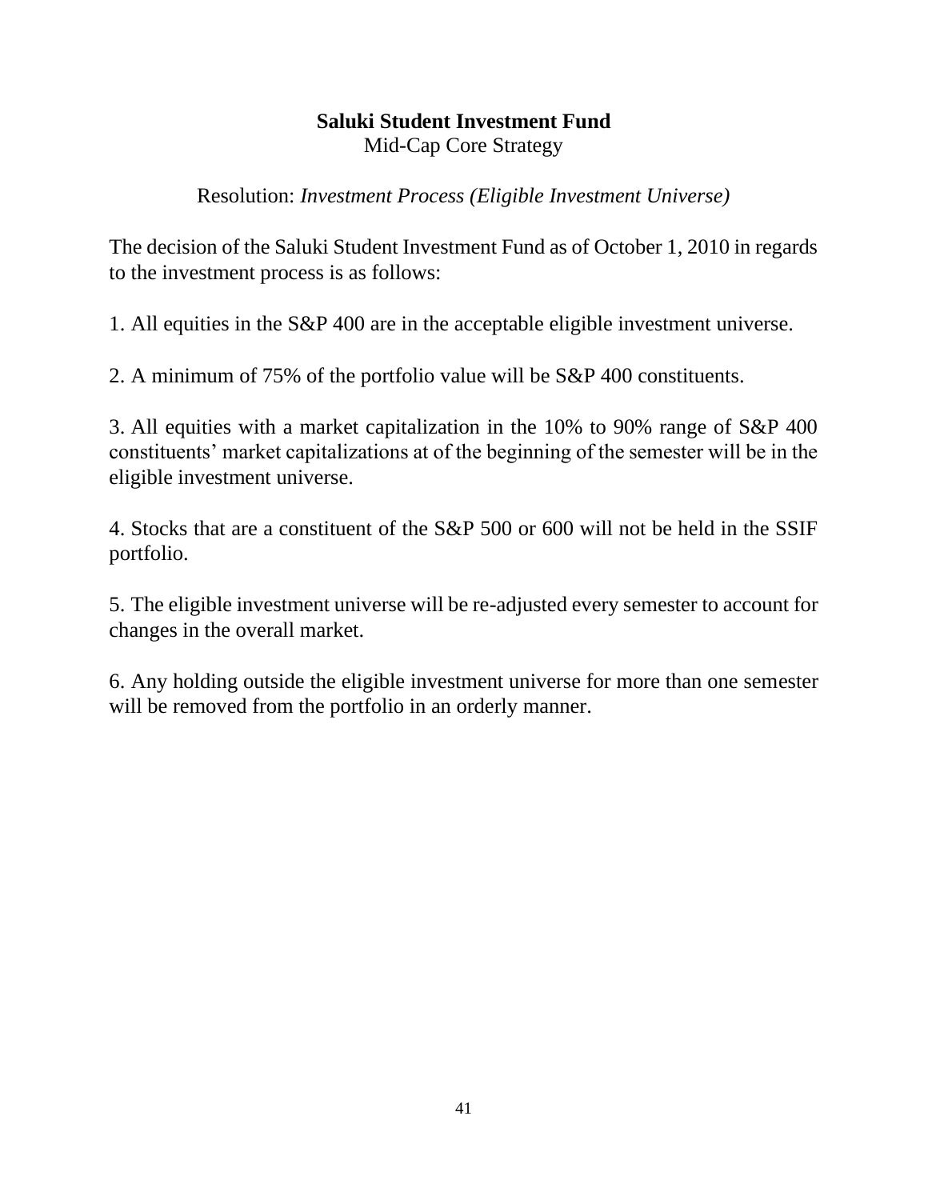**Saluki Student Investment Fund**

Mid-Cap Core Strategy

Resolution: *Investment Process (Eligible Investment Universe)*

The decision of the Saluki Student Investment Fund as of October 1, 2010 in regards to the investment process is as follows:

1. All equities in the S&P 400 are in the acceptable eligible investment universe.

2. A minimum of 75% of the portfolio value will be S&P 400 constituents.

3. All equities with a market capitalization in the 10% to 90% range of S&P 400 constituents' market capitalizations at of the beginning of the semester will be in the eligible investment universe.

4. Stocks that are a constituent of the S&P 500 or 600 will not be held in the SSIF portfolio.

5. The eligible investment universe will be re-adjusted every semester to account for changes in the overall market.

6. Any holding outside the eligible investment universe for more than one semester will be removed from the portfolio in an orderly manner.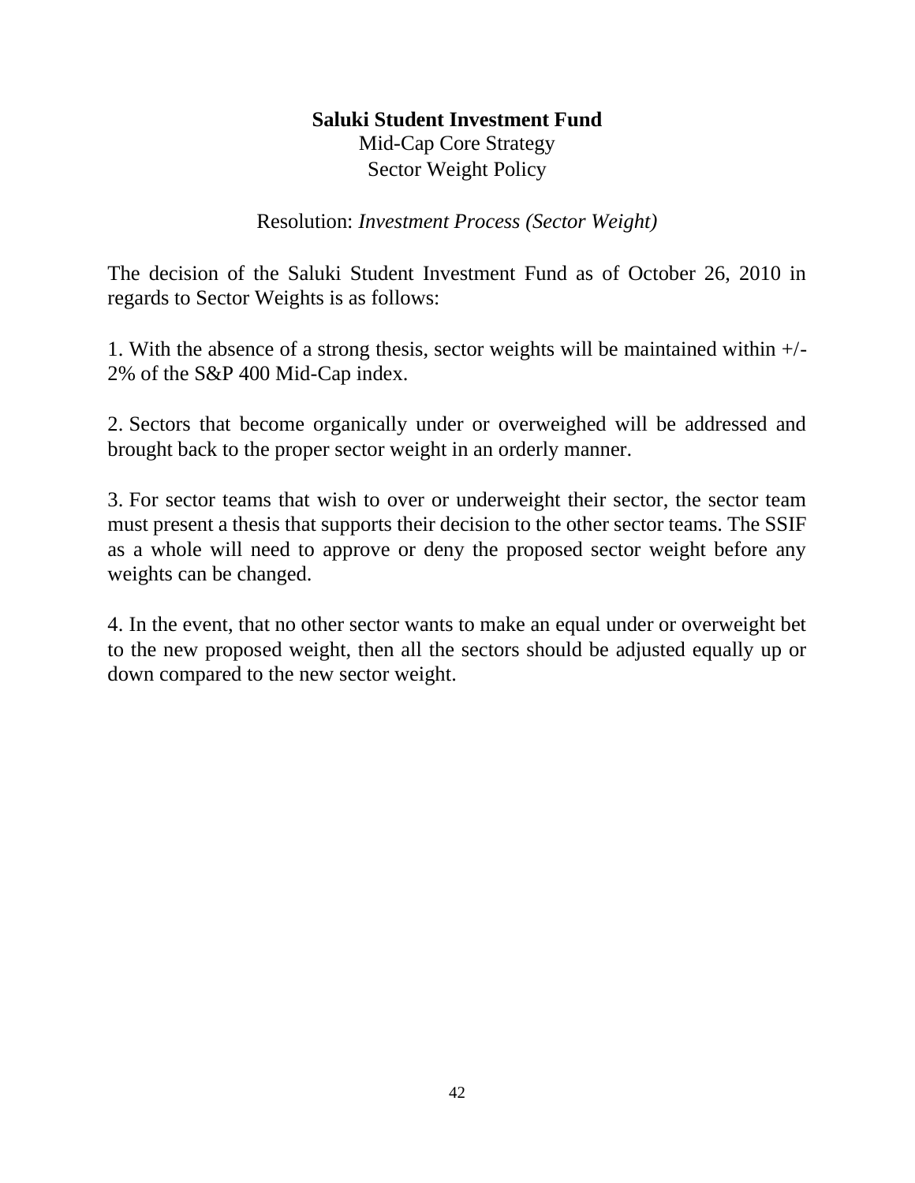**Saluki Student Investment Fund**

Mid-Cap Core Strategy

Sector Weight Policy

Resolution: *Investment Process (Sector Weight)*

The decision of the Saluki Student Investment Fund as of October 26, 2010 in regards to Sector Weights is as follows:

1. With the absence of a strong thesis, sector weights will be maintained within +/- 2% of the S&P 400 Mid-Cap index.

2. Sectors that become organically under or overweighed will be addressed and brought back to the proper sector weight in an orderly manner.

3. For sector teams that wish to over or underweight their sector, the sector team must present a thesis that supports their decision to the other sector teams. The SSIF as a whole will need to approve or deny the proposed sector weight before any weights can be changed.

4. In the event, that no other sector wants to make an equal under or overweight bet to the new proposed weight, then all the sectors should be adjusted equally up or down compared to the new sector weight.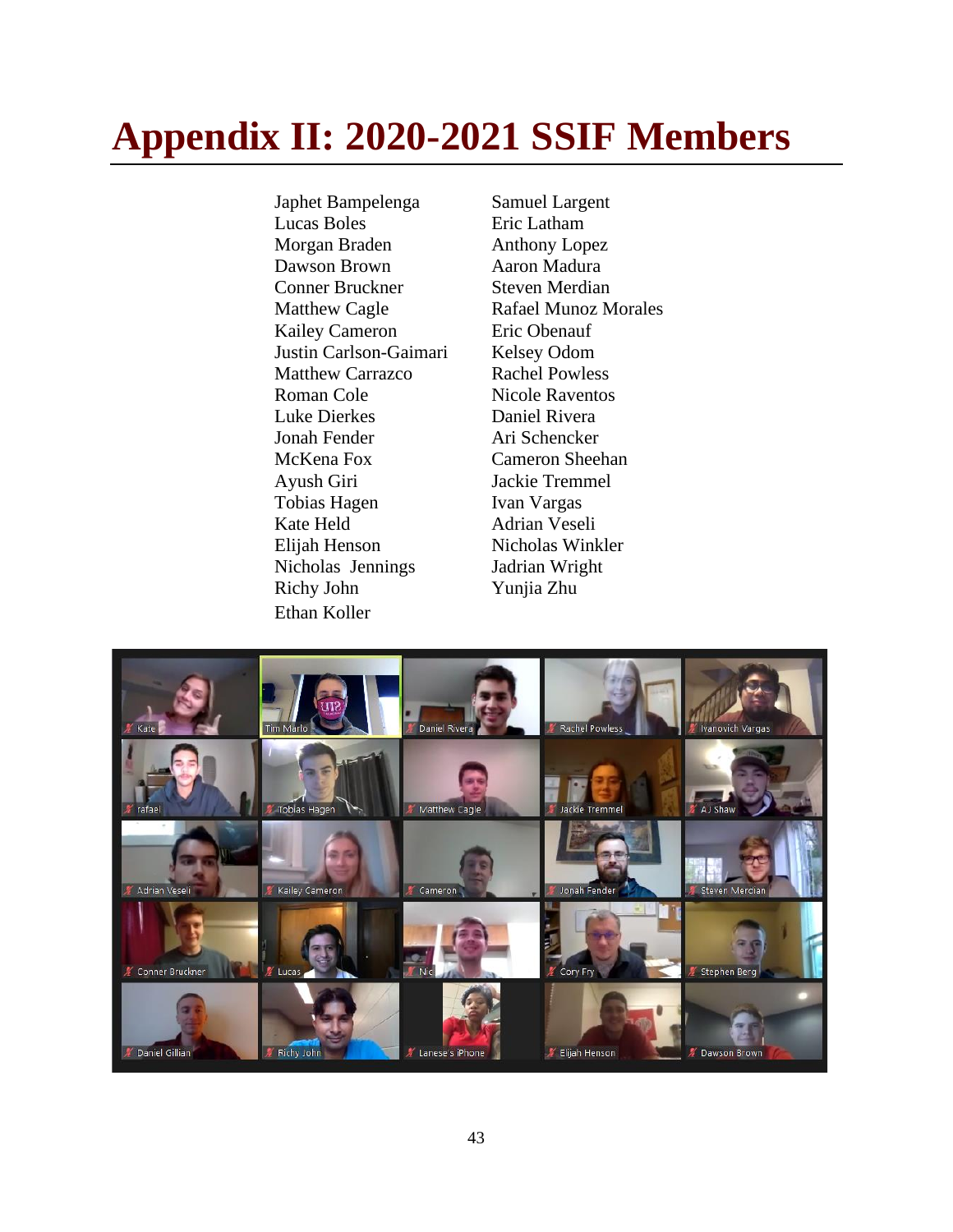# Appendix II: 2020-2021 SSIF Members

Japhet Bampelenga
Lucas Boles
Morgan Braden
Dawson Brown
Conner Bruckner
Matthew Cagle
Kailey Cameron
Justin Carlson-Gaimari
Matthew Carrazco
Roman Cole
Luke Dierkes
Jonah Fender
McKena Fox
Ayush Giri
Tobias Hagen
Kate Held
Elijah Henson
Nicholas Jennings
Richy John
Ethan Koller
Samuel Largent
Eric Latham
Anthony Lopez
Aaron Madura
Steven Merdian
Rafael Munoz Morales
Eric Obenauf
Kelsey Odom
Rachel Powless
Nicole Raventos
Daniel Rivera
Ari Schencker
Cameron Sheehan
Jackie Tremmel
Ivan Vargas
Adrian Veseli
Nicholas Winkler
Jadrian Wright
Yunjia Zhu